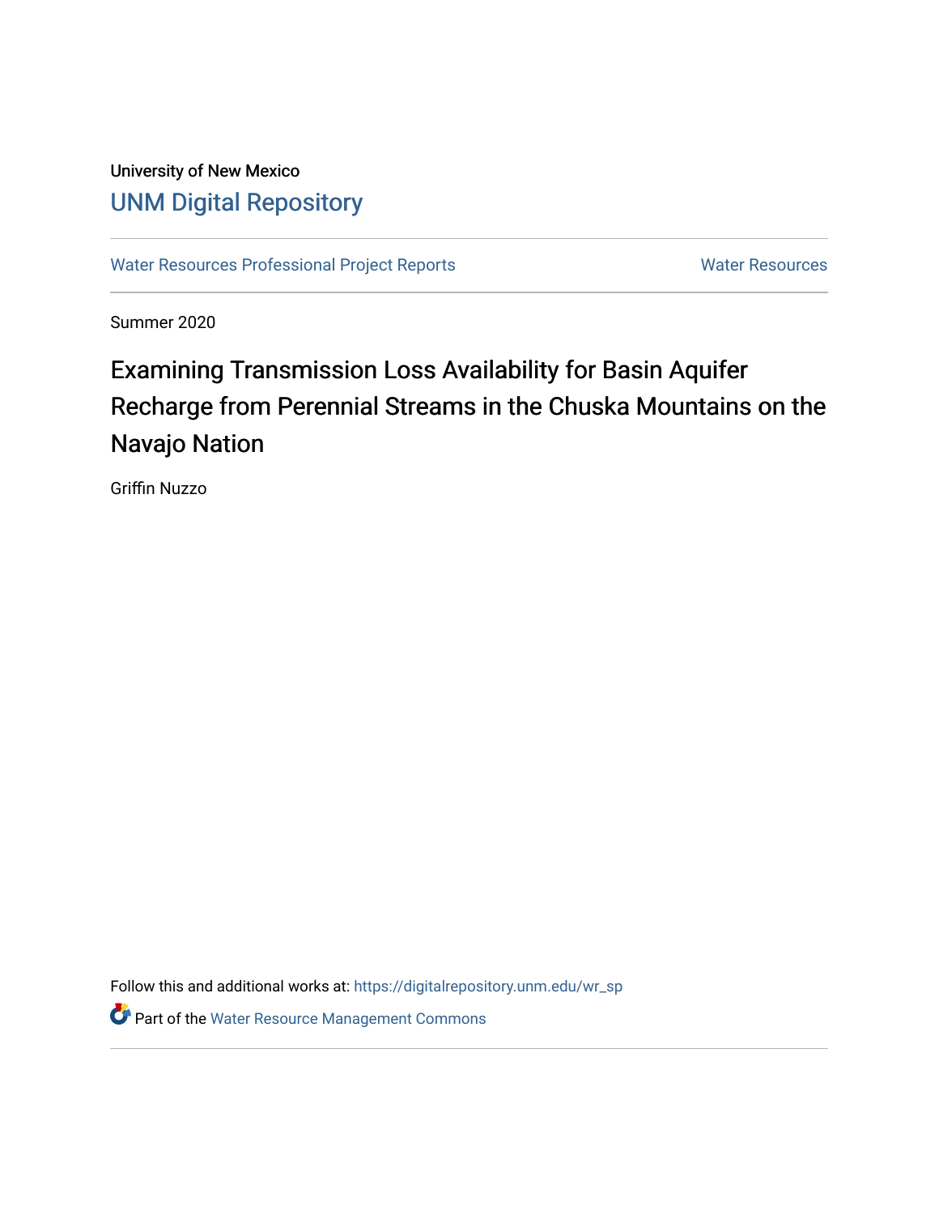University of New Mexico

# UNM Digital Repository

Water Resources Professional Project Reports

Water Resources

Summer 2020

## Examining Transmission Loss Availability for Basin Aquifer Recharge from Perennial Streams in the Chuska Mountains on the Navajo Nation

Griffin Nuzzo

Follow this and additional works at: https://digitalrepository.unm.edu/wr_sp

Part of the Water Resource Management Commons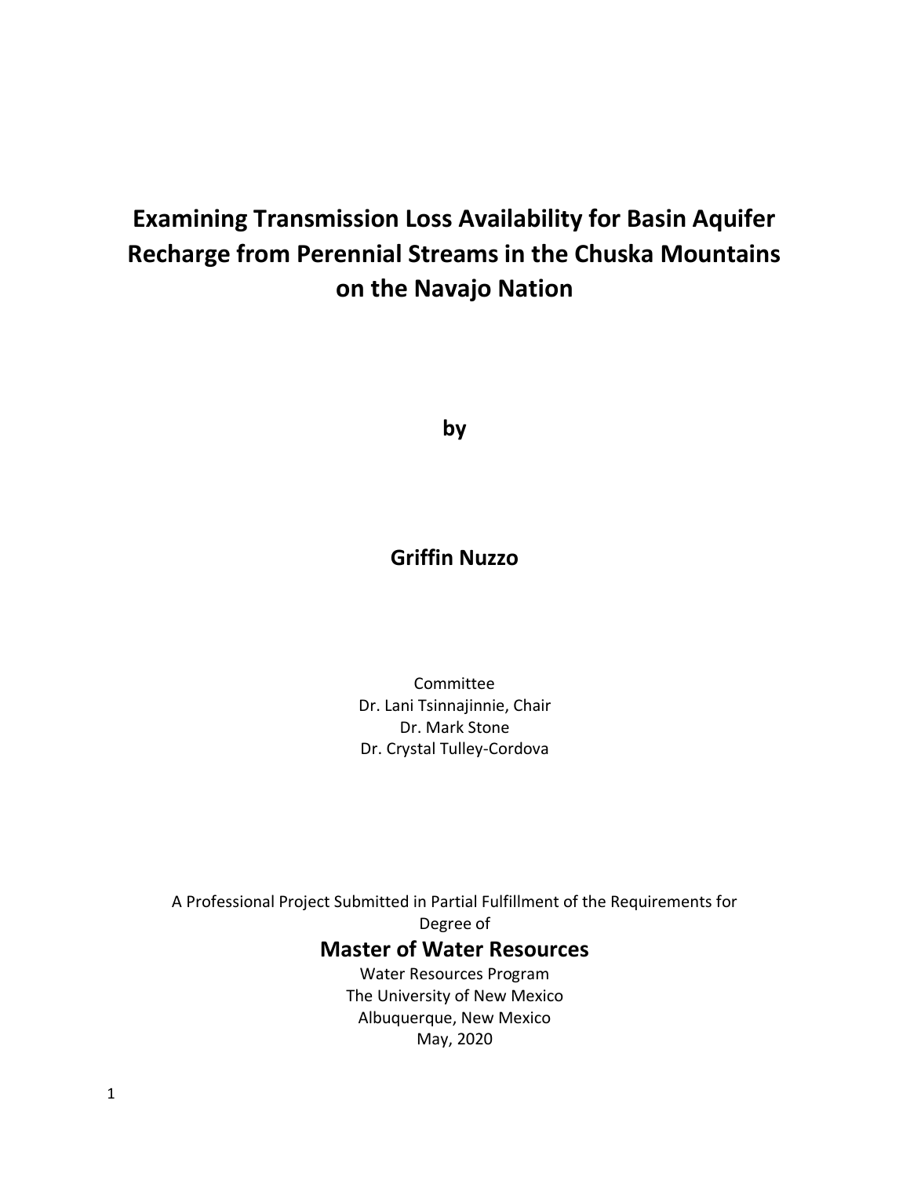# Examining Transmission Loss Availability for Basin Aquifer Recharge from Perennial Streams in the Chuska Mountains on the Navajo Nation

**by**

**Griffin Nuzzo**

Committee
Dr. Lani Tsinnajinnie, Chair
Dr. Mark Stone
Dr. Crystal Tulley-Cordova

A Professional Project Submitted in Partial Fulfillment of the Requirements for Degree of

## Master of Water Resources

Water Resources Program
The University of New Mexico
Albuquerque, New Mexico
May, 2020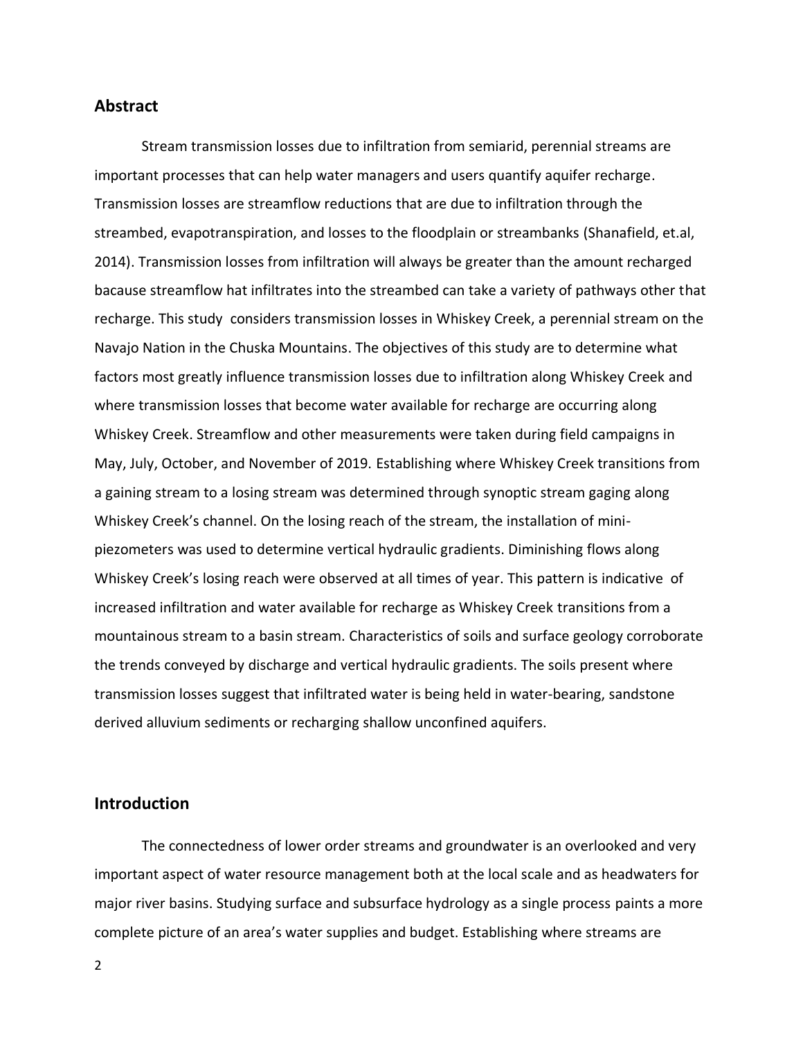## Abstract

Stream transmission losses due to infiltration from semiarid, perennial streams are important processes that can help water managers and users quantify aquifer recharge. Transmission losses are streamflow reductions that are due to infiltration through the streambed, evapotranspiration, and losses to the floodplain or streambanks (Shanafield, et.al, 2014). Transmission losses from infiltration will always be greater than the amount recharged bacause streamflow hat infiltrates into the streambed can take a variety of pathways other that recharge. This study considers transmission losses in Whiskey Creek, a perennial stream on the Navajo Nation in the Chuska Mountains. The objectives of this study are to determine what factors most greatly influence transmission losses due to infiltration along Whiskey Creek and where transmission losses that become water available for recharge are occurring along Whiskey Creek. Streamflow and other measurements were taken during field campaigns in May, July, October, and November of 2019. Establishing where Whiskey Creek transitions from a gaining stream to a losing stream was determined through synoptic stream gaging along Whiskey Creek's channel. On the losing reach of the stream, the installation of mini-piezometers was used to determine vertical hydraulic gradients. Diminishing flows along Whiskey Creek's losing reach were observed at all times of year. This pattern is indicative of increased infiltration and water available for recharge as Whiskey Creek transitions from a mountainous stream to a basin stream. Characteristics of soils and surface geology corroborate the trends conveyed by discharge and vertical hydraulic gradients. The soils present where transmission losses suggest that infiltrated water is being held in water-bearing, sandstone derived alluvium sediments or recharging shallow unconfined aquifers.

## Introduction

The connectedness of lower order streams and groundwater is an overlooked and very important aspect of water resource management both at the local scale and as headwaters for major river basins. Studying surface and subsurface hydrology as a single process paints a more complete picture of an area's water supplies and budget. Establishing where streams are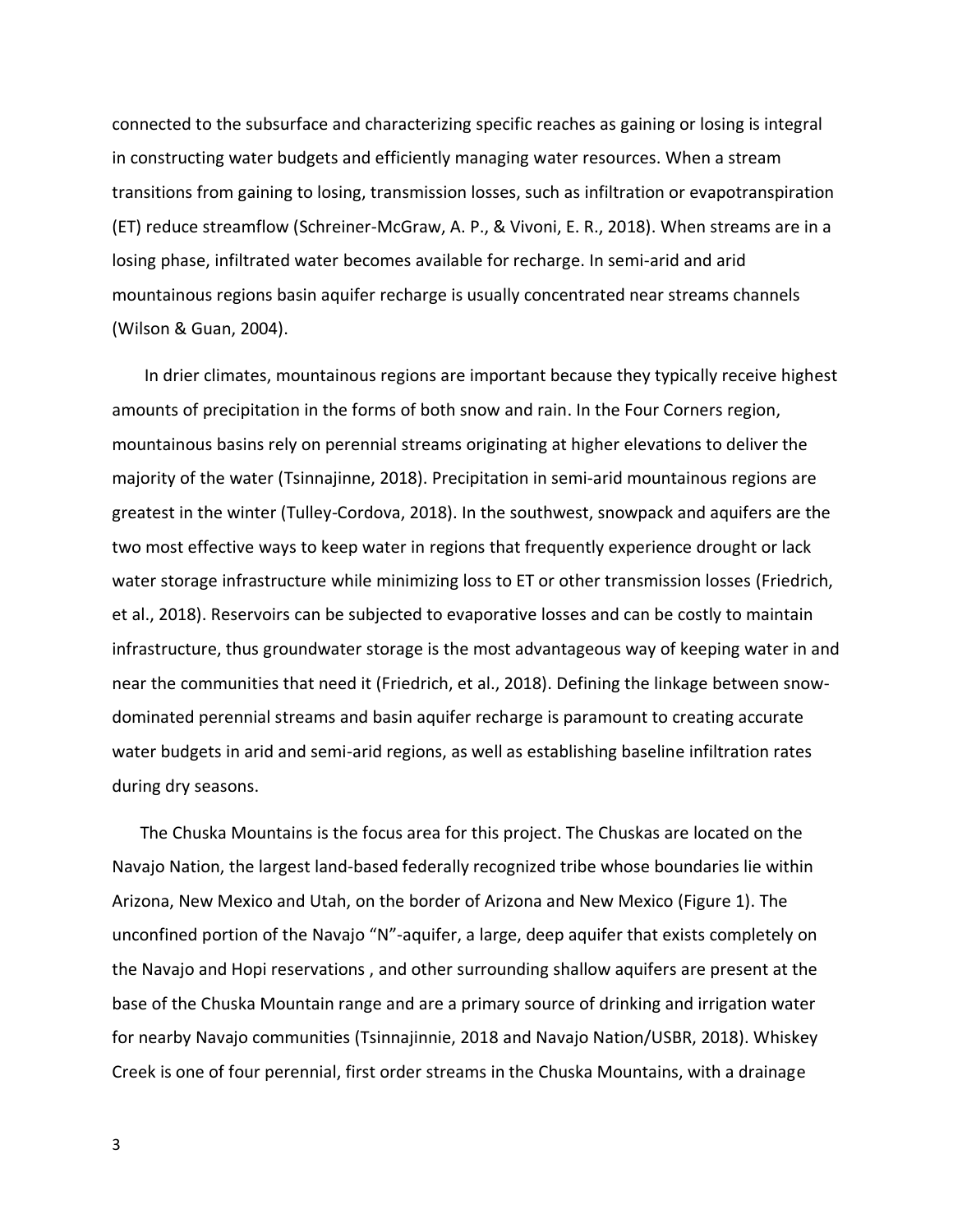connected to the subsurface and characterizing specific reaches as gaining or losing is integral in constructing water budgets and efficiently managing water resources. When a stream transitions from gaining to losing, transmission losses, such as infiltration or evapotranspiration (ET) reduce streamflow (Schreiner-McGraw, A. P., & Vivoni, E. R., 2018). When streams are in a losing phase, infiltrated water becomes available for recharge. In semi-arid and arid mountainous regions basin aquifer recharge is usually concentrated near streams channels (Wilson & Guan, 2004).

In drier climates, mountainous regions are important because they typically receive highest amounts of precipitation in the forms of both snow and rain. In the Four Corners region, mountainous basins rely on perennial streams originating at higher elevations to deliver the majority of the water (Tsinnajinne, 2018). Precipitation in semi-arid mountainous regions are greatest in the winter (Tulley-Cordova, 2018). In the southwest, snowpack and aquifers are the two most effective ways to keep water in regions that frequently experience drought or lack water storage infrastructure while minimizing loss to ET or other transmission losses (Friedrich, et al., 2018). Reservoirs can be subjected to evaporative losses and can be costly to maintain infrastructure, thus groundwater storage is the most advantageous way of keeping water in and near the communities that need it (Friedrich, et al., 2018). Defining the linkage between snow-dominated perennial streams and basin aquifer recharge is paramount to creating accurate water budgets in arid and semi-arid regions, as well as establishing baseline infiltration rates during dry seasons.

The Chuska Mountains is the focus area for this project. The Chuskas are located on the Navajo Nation, the largest land-based federally recognized tribe whose boundaries lie within Arizona, New Mexico and Utah, on the border of Arizona and New Mexico (Figure 1). The unconfined portion of the Navajo "N"-aquifer, a large, deep aquifer that exists completely on the Navajo and Hopi reservations , and other surrounding shallow aquifers are present at the base of the Chuska Mountain range and are a primary source of drinking and irrigation water for nearby Navajo communities (Tsinnajinnie, 2018 and Navajo Nation/USBR, 2018). Whiskey Creek is one of four perennial, first order streams in the Chuska Mountains, with a drainage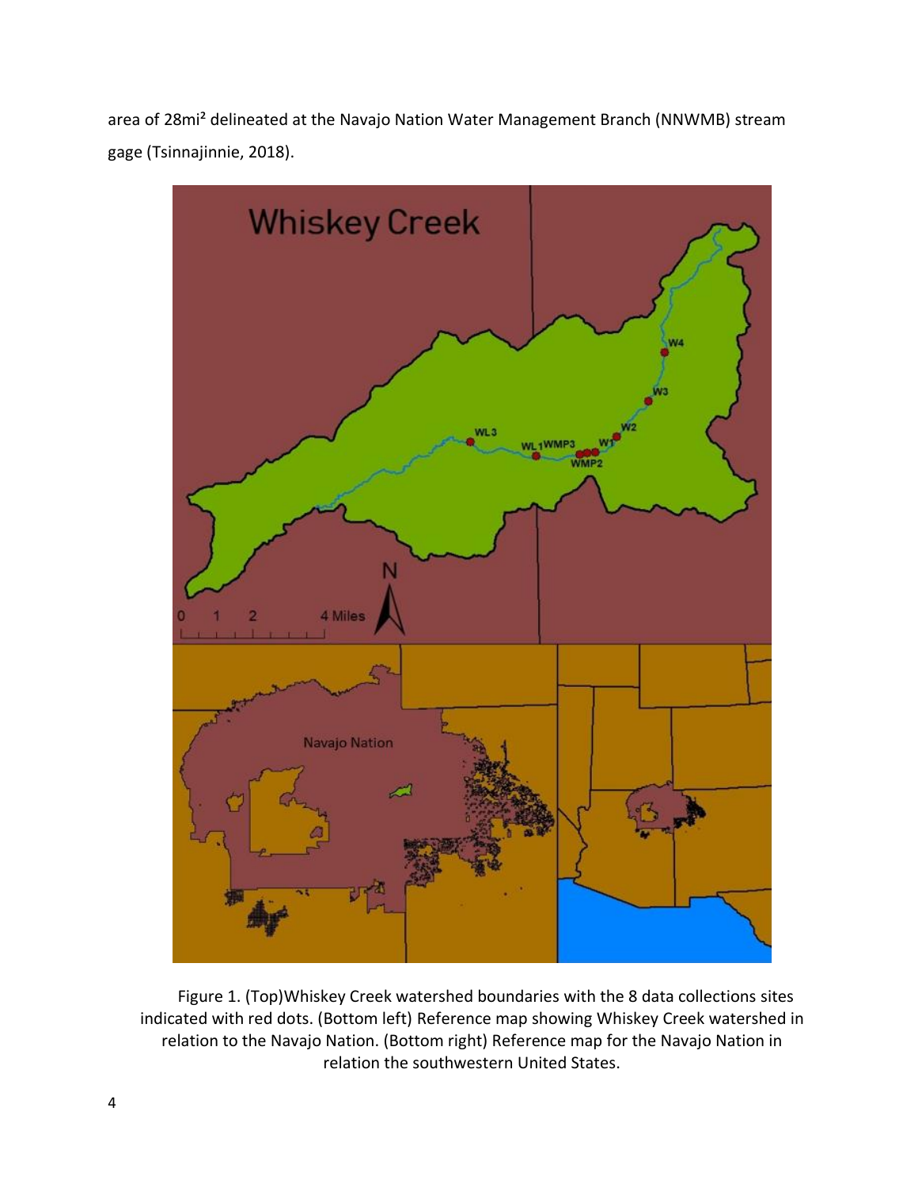area of 28mi² delineated at the Navajo Nation Water Management Branch (NNWMB) stream gage (Tsinnajinnie, 2018).

Figure 1. (Top)Whiskey Creek watershed boundaries with the 8 data collections sites indicated with red dots. (Bottom left) Reference map showing Whiskey Creek watershed in relation to the Navajo Nation. (Bottom right) Reference map for the Navajo Nation in relation the southwestern United States.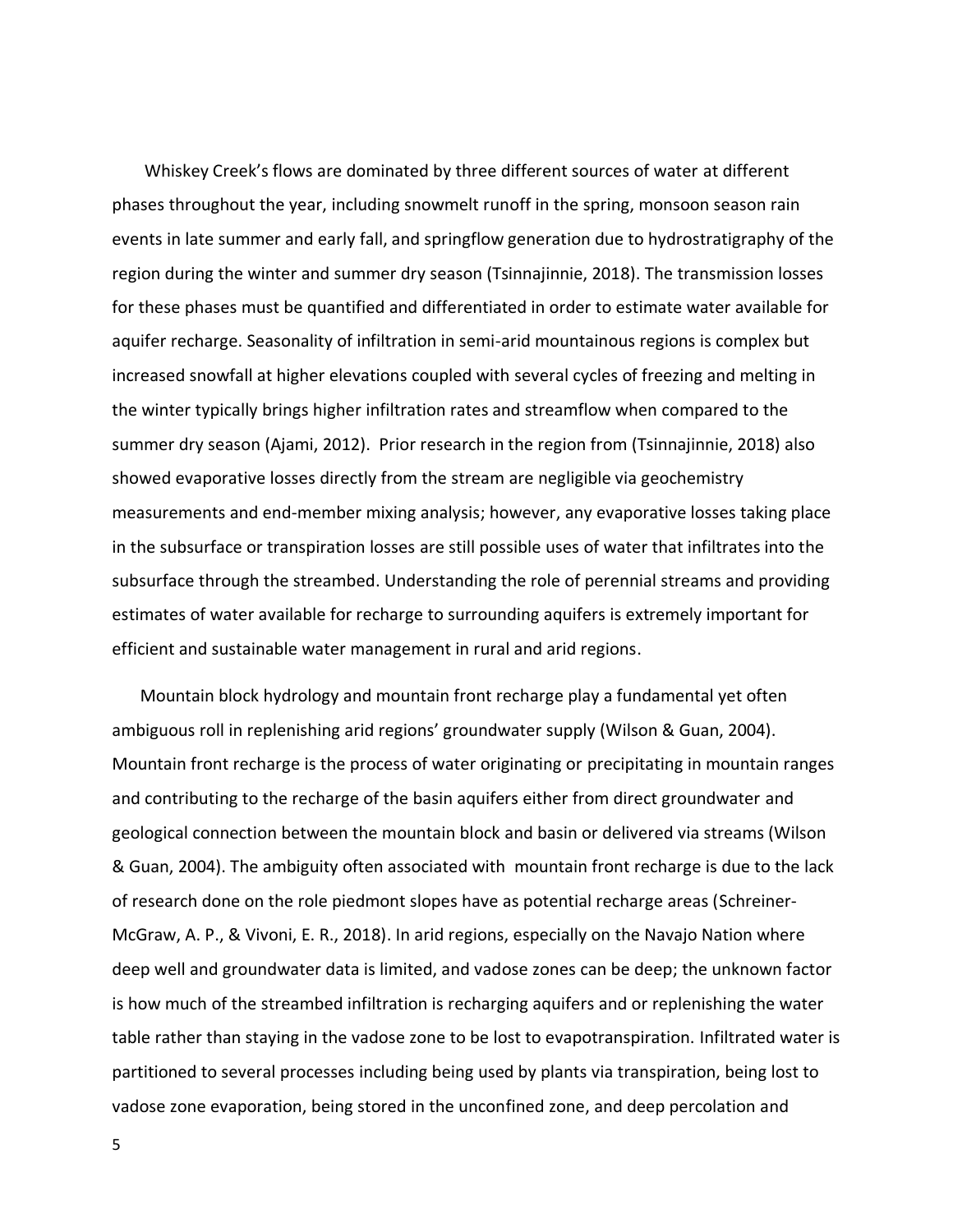Whiskey Creek's flows are dominated by three different sources of water at different phases throughout the year, including snowmelt runoff in the spring, monsoon season rain events in late summer and early fall, and springflow generation due to hydrostratigraphy of the region during the winter and summer dry season (Tsinnajinnie, 2018). The transmission losses for these phases must be quantified and differentiated in order to estimate water available for aquifer recharge. Seasonality of infiltration in semi-arid mountainous regions is complex but increased snowfall at higher elevations coupled with several cycles of freezing and melting in the winter typically brings higher infiltration rates and streamflow when compared to the summer dry season (Ajami, 2012). Prior research in the region from (Tsinnajinnie, 2018) also showed evaporative losses directly from the stream are negligible via geochemistry measurements and end-member mixing analysis; however, any evaporative losses taking place in the subsurface or transpiration losses are still possible uses of water that infiltrates into the subsurface through the streambed. Understanding the role of perennial streams and providing estimates of water available for recharge to surrounding aquifers is extremely important for efficient and sustainable water management in rural and arid regions.

Mountain block hydrology and mountain front recharge play a fundamental yet often ambiguous roll in replenishing arid regions' groundwater supply (Wilson & Guan, 2004). Mountain front recharge is the process of water originating or precipitating in mountain ranges and contributing to the recharge of the basin aquifers either from direct groundwater and geological connection between the mountain block and basin or delivered via streams (Wilson & Guan, 2004). The ambiguity often associated with mountain front recharge is due to the lack of research done on the role piedmont slopes have as potential recharge areas (Schreiner-McGraw, A. P., & Vivoni, E. R., 2018). In arid regions, especially on the Navajo Nation where deep well and groundwater data is limited, and vadose zones can be deep; the unknown factor is how much of the streambed infiltration is recharging aquifers and or replenishing the water table rather than staying in the vadose zone to be lost to evapotranspiration. Infiltrated water is partitioned to several processes including being used by plants via transpiration, being lost to vadose zone evaporation, being stored in the unconfined zone, and deep percolation and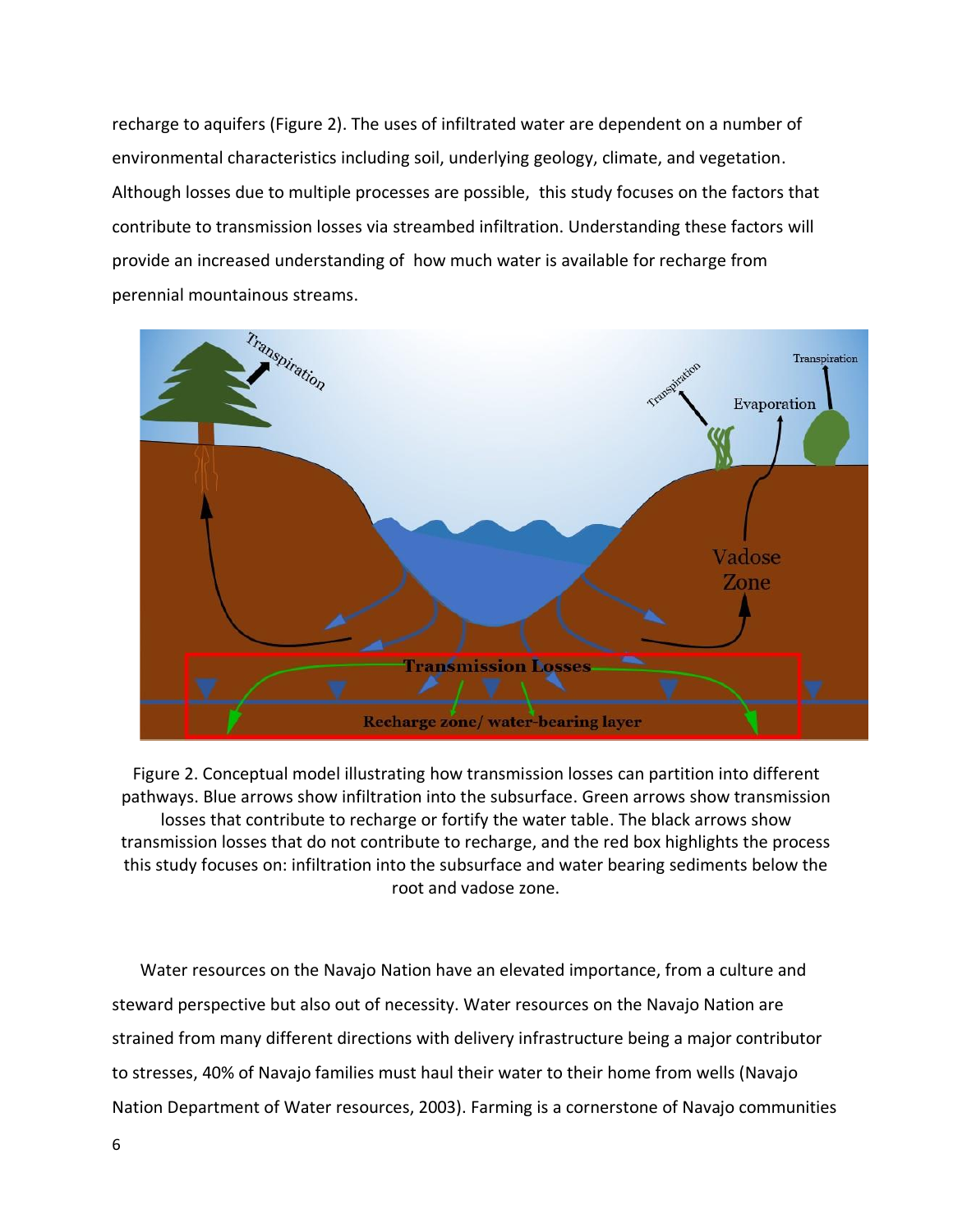recharge to aquifers (Figure 2). The uses of infiltrated water are dependent on a number of environmental characteristics including soil, underlying geology, climate, and vegetation. Although losses due to multiple processes are possible, this study focuses on the factors that contribute to transmission losses via streambed infiltration. Understanding these factors will provide an increased understanding of how much water is available for recharge from perennial mountainous streams.

Figure 2. Conceptual model illustrating how transmission losses can partition into different pathways. Blue arrows show infiltration into the subsurface. Green arrows show transmission losses that contribute to recharge or fortify the water table. The black arrows show transmission losses that do not contribute to recharge, and the red box highlights the process this study focuses on: infiltration into the subsurface and water bearing sediments below the root and vadose zone.

Water resources on the Navajo Nation have an elevated importance, from a culture and steward perspective but also out of necessity. Water resources on the Navajo Nation are strained from many different directions with delivery infrastructure being a major contributor to stresses, 40% of Navajo families must haul their water to their home from wells (Navajo Nation Department of Water resources, 2003). Farming is a cornerstone of Navajo communities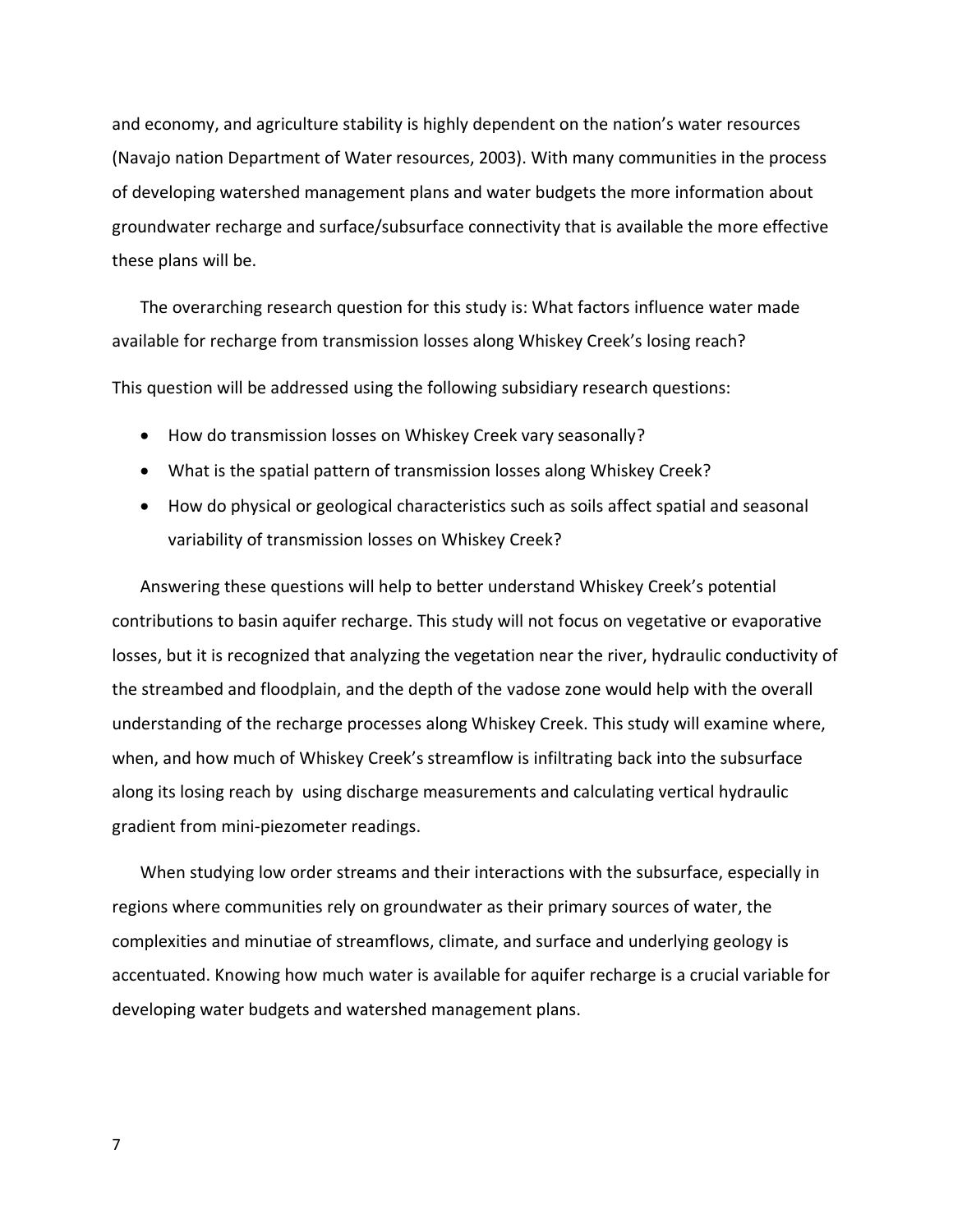and economy, and agriculture stability is highly dependent on the nation's water resources (Navajo nation Department of Water resources, 2003). With many communities in the process of developing watershed management plans and water budgets the more information about groundwater recharge and surface/subsurface connectivity that is available the more effective these plans will be.

The overarching research question for this study is: What factors influence water made available for recharge from transmission losses along Whiskey Creek's losing reach?

This question will be addressed using the following subsidiary research questions:

- How do transmission losses on Whiskey Creek vary seasonally?
- What is the spatial pattern of transmission losses along Whiskey Creek?
- How do physical or geological characteristics such as soils affect spatial and seasonal variability of transmission losses on Whiskey Creek?

Answering these questions will help to better understand Whiskey Creek's potential contributions to basin aquifer recharge. This study will not focus on vegetative or evaporative losses, but it is recognized that analyzing the vegetation near the river, hydraulic conductivity of the streambed and floodplain, and the depth of the vadose zone would help with the overall understanding of the recharge processes along Whiskey Creek. This study will examine where, when, and how much of Whiskey Creek's streamflow is infiltrating back into the subsurface along its losing reach by using discharge measurements and calculating vertical hydraulic gradient from mini-piezometer readings.

When studying low order streams and their interactions with the subsurface, especially in regions where communities rely on groundwater as their primary sources of water, the complexities and minutiae of streamflows, climate, and surface and underlying geology is accentuated. Knowing how much water is available for aquifer recharge is a crucial variable for developing water budgets and watershed management plans.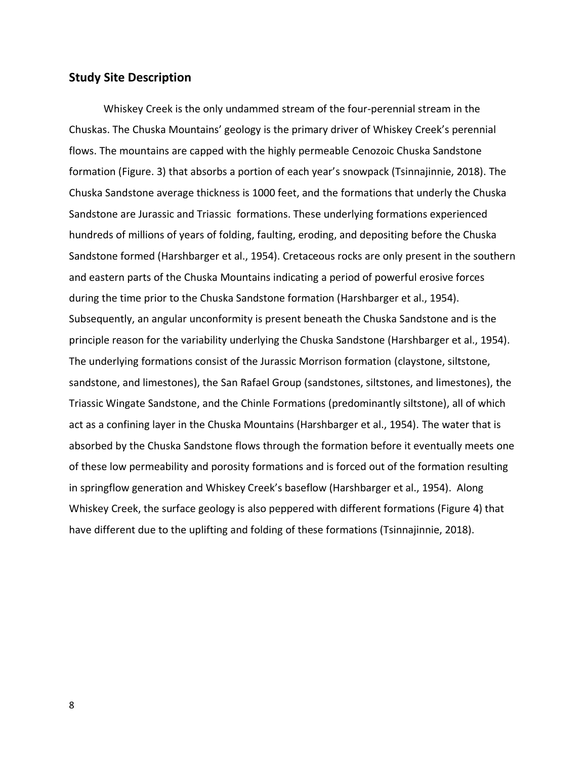## Study Site Description

Whiskey Creek is the only undammed stream of the four-perennial stream in the Chuskas. The Chuska Mountains' geology is the primary driver of Whiskey Creek's perennial flows. The mountains are capped with the highly permeable Cenozoic Chuska Sandstone formation (Figure. 3) that absorbs a portion of each year's snowpack (Tsinnajinnie, 2018). The Chuska Sandstone average thickness is 1000 feet, and the formations that underly the Chuska Sandstone are Jurassic and Triassic formations. These underlying formations experienced hundreds of millions of years of folding, faulting, eroding, and depositing before the Chuska Sandstone formed (Harshbarger et al., 1954). Cretaceous rocks are only present in the southern and eastern parts of the Chuska Mountains indicating a period of powerful erosive forces during the time prior to the Chuska Sandstone formation (Harshbarger et al., 1954). Subsequently, an angular unconformity is present beneath the Chuska Sandstone and is the principle reason for the variability underlying the Chuska Sandstone (Harshbarger et al., 1954). The underlying formations consist of the Jurassic Morrison formation (claystone, siltstone, sandstone, and limestones), the San Rafael Group (sandstones, siltstones, and limestones), the Triassic Wingate Sandstone, and the Chinle Formations (predominantly siltstone), all of which act as a confining layer in the Chuska Mountains (Harshbarger et al., 1954). The water that is absorbed by the Chuska Sandstone flows through the formation before it eventually meets one of these low permeability and porosity formations and is forced out of the formation resulting in springflow generation and Whiskey Creek's baseflow (Harshbarger et al., 1954). Along Whiskey Creek, the surface geology is also peppered with different formations (Figure 4) that have different due to the uplifting and folding of these formations (Tsinnajinnie, 2018).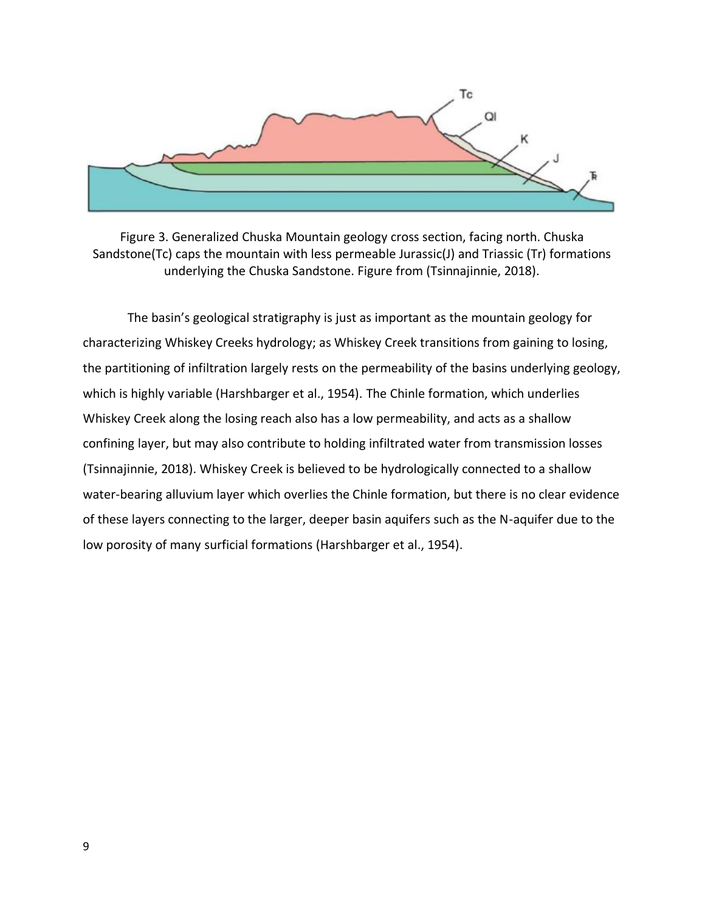Figure 3. Generalized Chuska Mountain geology cross section, facing north. Chuska Sandstone(Tc) caps the mountain with less permeable Jurassic(J) and Triassic (Tr) formations underlying the Chuska Sandstone. Figure from (Tsinnajinnie, 2018).

The basin's geological stratigraphy is just as important as the mountain geology for characterizing Whiskey Creeks hydrology; as Whiskey Creek transitions from gaining to losing, the partitioning of infiltration largely rests on the permeability of the basins underlying geology, which is highly variable (Harshbarger et al., 1954). The Chinle formation, which underlies Whiskey Creek along the losing reach also has a low permeability, and acts as a shallow confining layer, but may also contribute to holding infiltrated water from transmission losses (Tsinnajinnie, 2018). Whiskey Creek is believed to be hydrologically connected to a shallow water-bearing alluvium layer which overlies the Chinle formation, but there is no clear evidence of these layers connecting to the larger, deeper basin aquifers such as the N-aquifer due to the low porosity of many surficial formations (Harshbarger et al., 1954).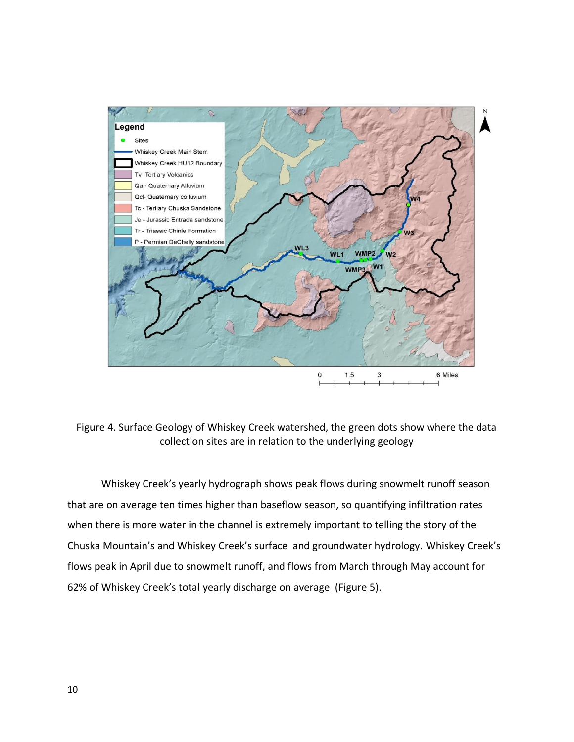Figure 4. Surface Geology of Whiskey Creek watershed, the green dots show where the data collection sites are in relation to the underlying geology

Whiskey Creek's yearly hydrograph shows peak flows during snowmelt runoff season that are on average ten times higher than baseflow season, so quantifying infiltration rates when there is more water in the channel is extremely important to telling the story of the Chuska Mountain's and Whiskey Creek's surface and groundwater hydrology. Whiskey Creek's flows peak in April due to snowmelt runoff, and flows from March through May account for 62% of Whiskey Creek's total yearly discharge on average (Figure 5).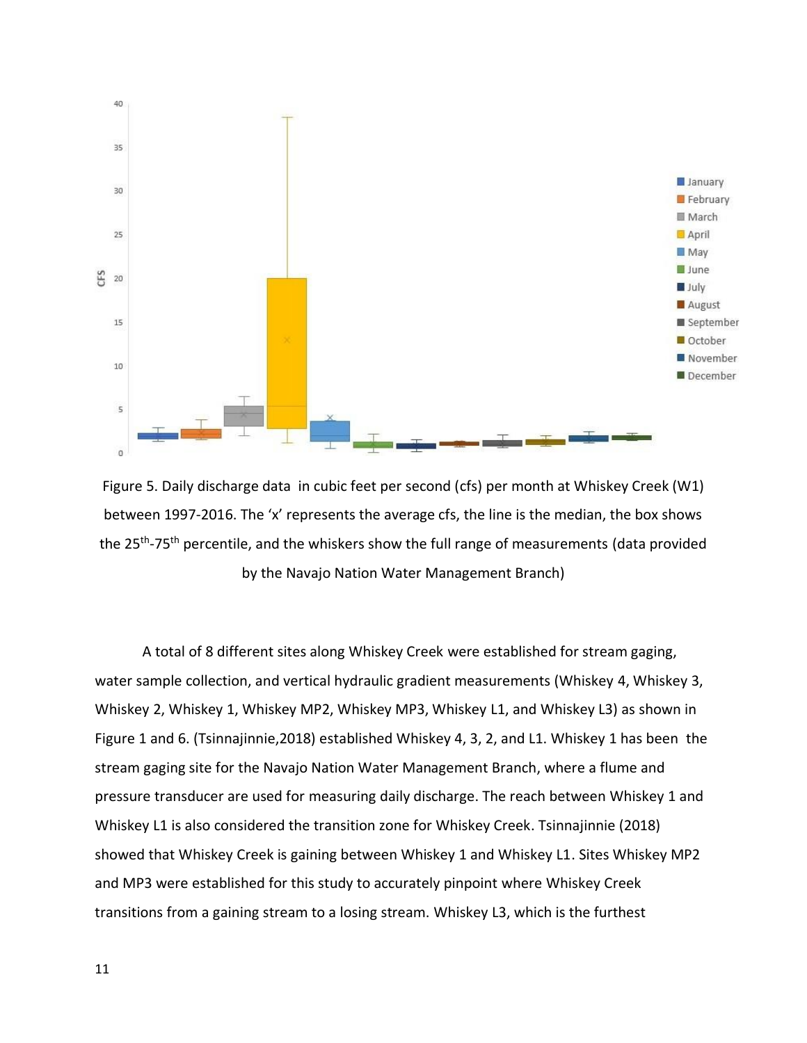Figure 5. Daily discharge data in cubic feet per second (cfs) per month at Whiskey Creek (W1) between 1997-2016. The 'x' represents the average cfs, the line is the median, the box shows the 25th-75th percentile, and the whiskers show the full range of measurements (data provided by the Navajo Nation Water Management Branch)

A total of 8 different sites along Whiskey Creek were established for stream gaging, water sample collection, and vertical hydraulic gradient measurements (Whiskey 4, Whiskey 3, Whiskey 2, Whiskey 1, Whiskey MP2, Whiskey MP3, Whiskey L1, and Whiskey L3) as shown in Figure 1 and 6. (Tsinnajinnie,2018) established Whiskey 4, 3, 2, and L1. Whiskey 1 has been the stream gaging site for the Navajo Nation Water Management Branch, where a flume and pressure transducer are used for measuring daily discharge. The reach between Whiskey 1 and Whiskey L1 is also considered the transition zone for Whiskey Creek. Tsinnajinnie (2018) showed that Whiskey Creek is gaining between Whiskey 1 and Whiskey L1. Sites Whiskey MP2 and MP3 were established for this study to accurately pinpoint where Whiskey Creek transitions from a gaining stream to a losing stream. Whiskey L3, which is the furthest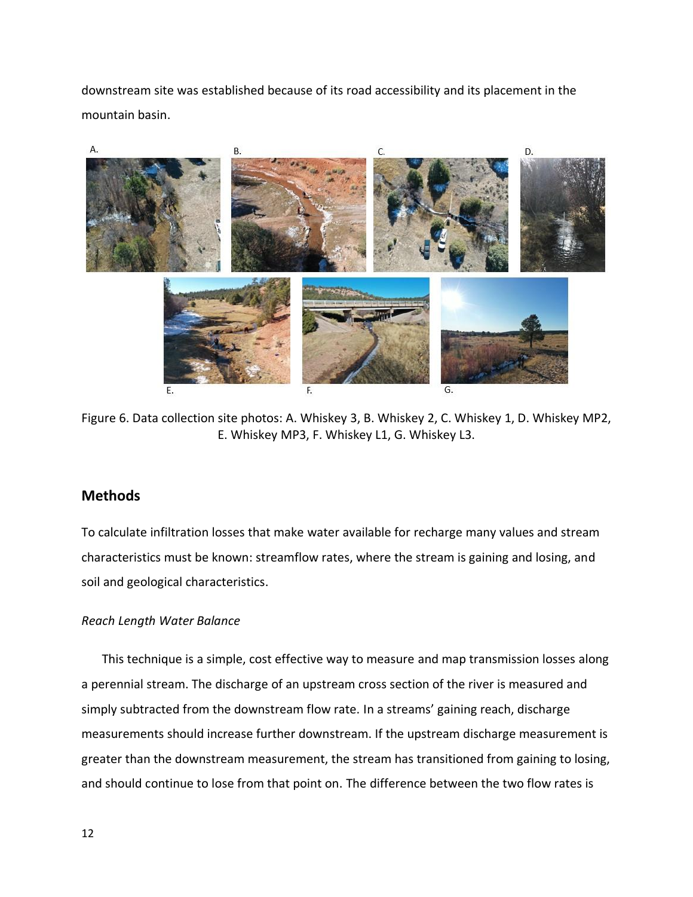downstream site was established because of its road accessibility and its placement in the mountain basin.

Figure 6. Data collection site photos: A. Whiskey 3, B. Whiskey 2, C. Whiskey 1, D. Whiskey MP2, E. Whiskey MP3, F. Whiskey L1, G. Whiskey L3.

## Methods

To calculate infiltration losses that make water available for recharge many values and stream characteristics must be known: streamflow rates, where the stream is gaining and losing, and soil and geological characteristics.

### *Reach Length Water Balance*

This technique is a simple, cost effective way to measure and map transmission losses along a perennial stream. The discharge of an upstream cross section of the river is measured and simply subtracted from the downstream flow rate. In a streams' gaining reach, discharge measurements should increase further downstream. If the upstream discharge measurement is greater than the downstream measurement, the stream has transitioned from gaining to losing, and should continue to lose from that point on. The difference between the two flow rates is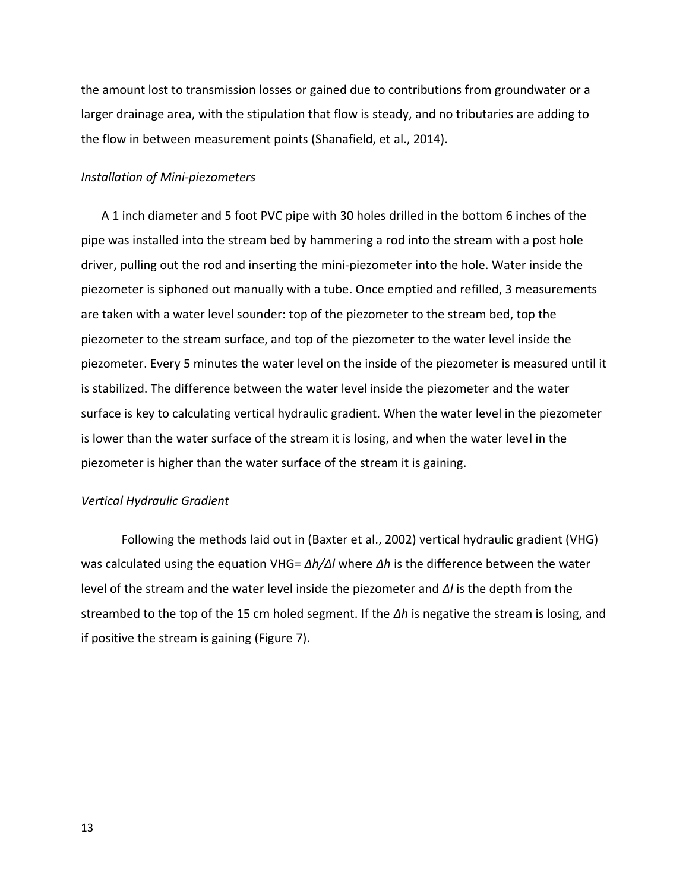the amount lost to transmission losses or gained due to contributions from groundwater or a larger drainage area, with the stipulation that flow is steady, and no tributaries are adding to the flow in between measurement points (Shanafield, et al., 2014).

### *Installation of Mini-piezometers*

A 1 inch diameter and 5 foot PVC pipe with 30 holes drilled in the bottom 6 inches of the pipe was installed into the stream bed by hammering a rod into the stream with a post hole driver, pulling out the rod and inserting the mini-piezometer into the hole. Water inside the piezometer is siphoned out manually with a tube. Once emptied and refilled, 3 measurements are taken with a water level sounder: top of the piezometer to the stream bed, top the piezometer to the stream surface, and top of the piezometer to the water level inside the piezometer. Every 5 minutes the water level on the inside of the piezometer is measured until it is stabilized. The difference between the water level inside the piezometer and the water surface is key to calculating vertical hydraulic gradient. When the water level in the piezometer is lower than the water surface of the stream it is losing, and when the water level in the piezometer is higher than the water surface of the stream it is gaining.

### *Vertical Hydraulic Gradient*

Following the methods laid out in (Baxter et al., 2002) vertical hydraulic gradient (VHG) was calculated using the equation VHG= $\Delta h/\Delta l$ where $\Delta h$ is the difference between the water level of the stream and the water level inside the piezometer and $\Delta l$ is the depth from the streambed to the top of the 15 cm holed segment. If the $\Delta h$ is negative the stream is losing, and if positive the stream is gaining (Figure 7).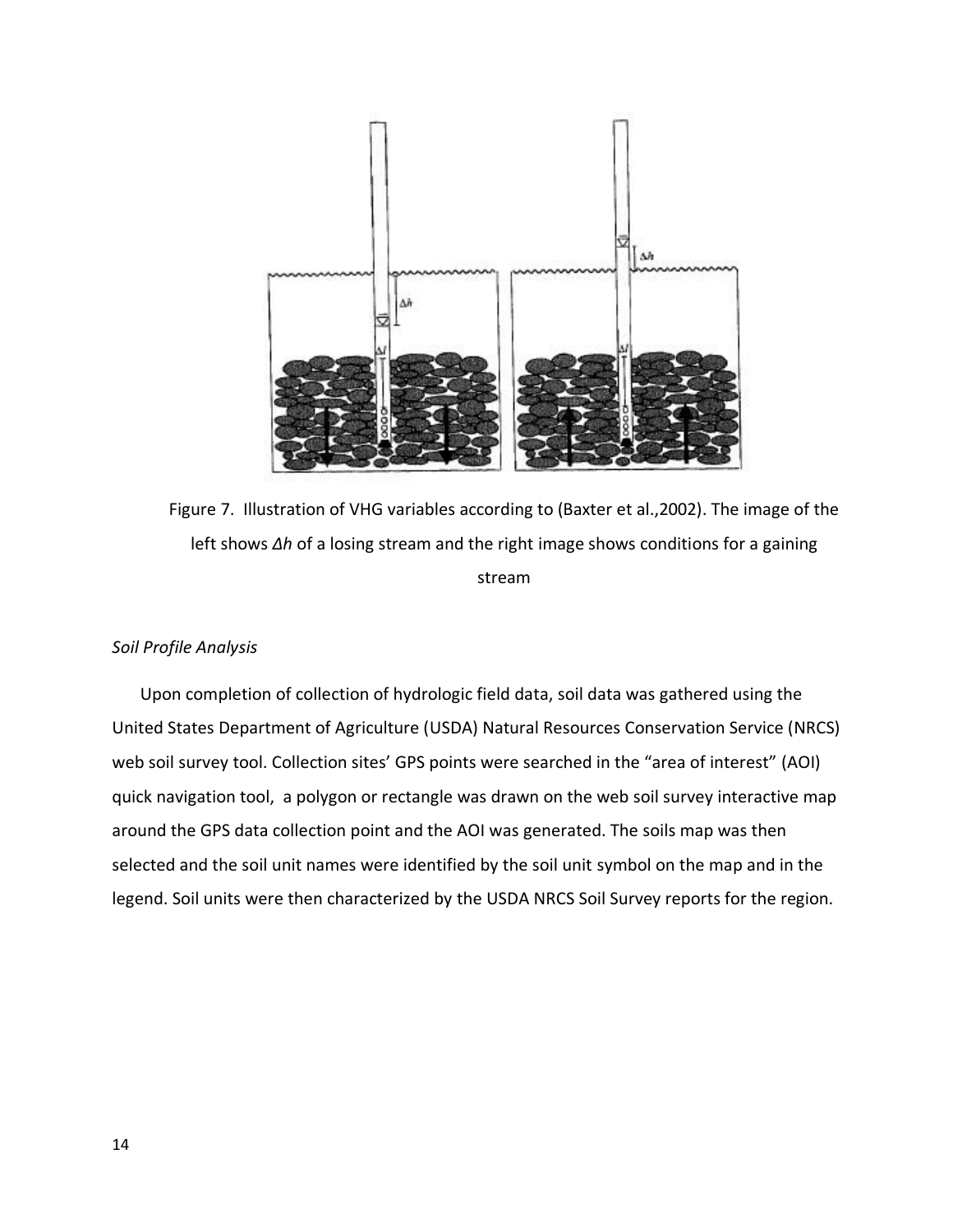Figure 7. Illustration of VHG variables according to (Baxter et al.,2002). The image of the left shows *Δh* of a losing stream and the right image shows conditions for a gaining stream

*Soil Profile Analysis*

Upon completion of collection of hydrologic field data, soil data was gathered using the United States Department of Agriculture (USDA) Natural Resources Conservation Service (NRCS) web soil survey tool. Collection sites' GPS points were searched in the "area of interest" (AOI) quick navigation tool, a polygon or rectangle was drawn on the web soil survey interactive map around the GPS data collection point and the AOI was generated. The soils map was then selected and the soil unit names were identified by the soil unit symbol on the map and in the legend. Soil units were then characterized by the USDA NRCS Soil Survey reports for the region.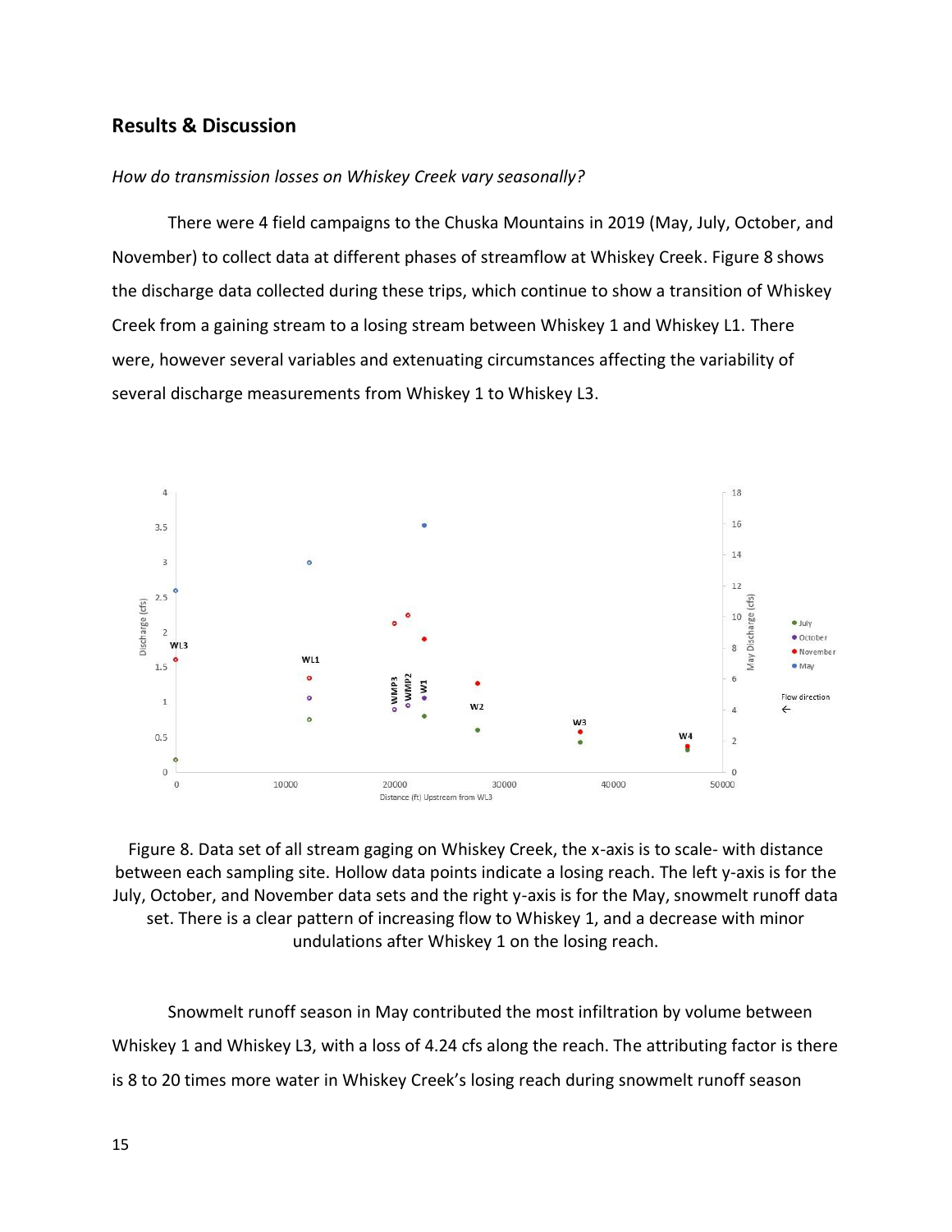## Results & Discussion

*How do transmission losses on Whiskey Creek vary seasonally?*

There were 4 field campaigns to the Chuska Mountains in 2019 (May, July, October, and November) to collect data at different phases of streamflow at Whiskey Creek. Figure 8 shows the discharge data collected during these trips, which continue to show a transition of Whiskey Creek from a gaining stream to a losing stream between Whiskey 1 and Whiskey L1. There were, however several variables and extenuating circumstances affecting the variability of several discharge measurements from Whiskey 1 to Whiskey L3.

Figure 8. Data set of all stream gaging on Whiskey Creek, the x-axis is to scale- with distance between each sampling site. Hollow data points indicate a losing reach. The left y-axis is for the July, October, and November data sets and the right y-axis is for the May, snowmelt runoff data set. There is a clear pattern of increasing flow to Whiskey 1, and a decrease with minor undulations after Whiskey 1 on the losing reach.

Snowmelt runoff season in May contributed the most infiltration by volume between Whiskey 1 and Whiskey L3, with a loss of 4.24 cfs along the reach. The attributing factor is there is 8 to 20 times more water in Whiskey Creek's losing reach during snowmelt runoff season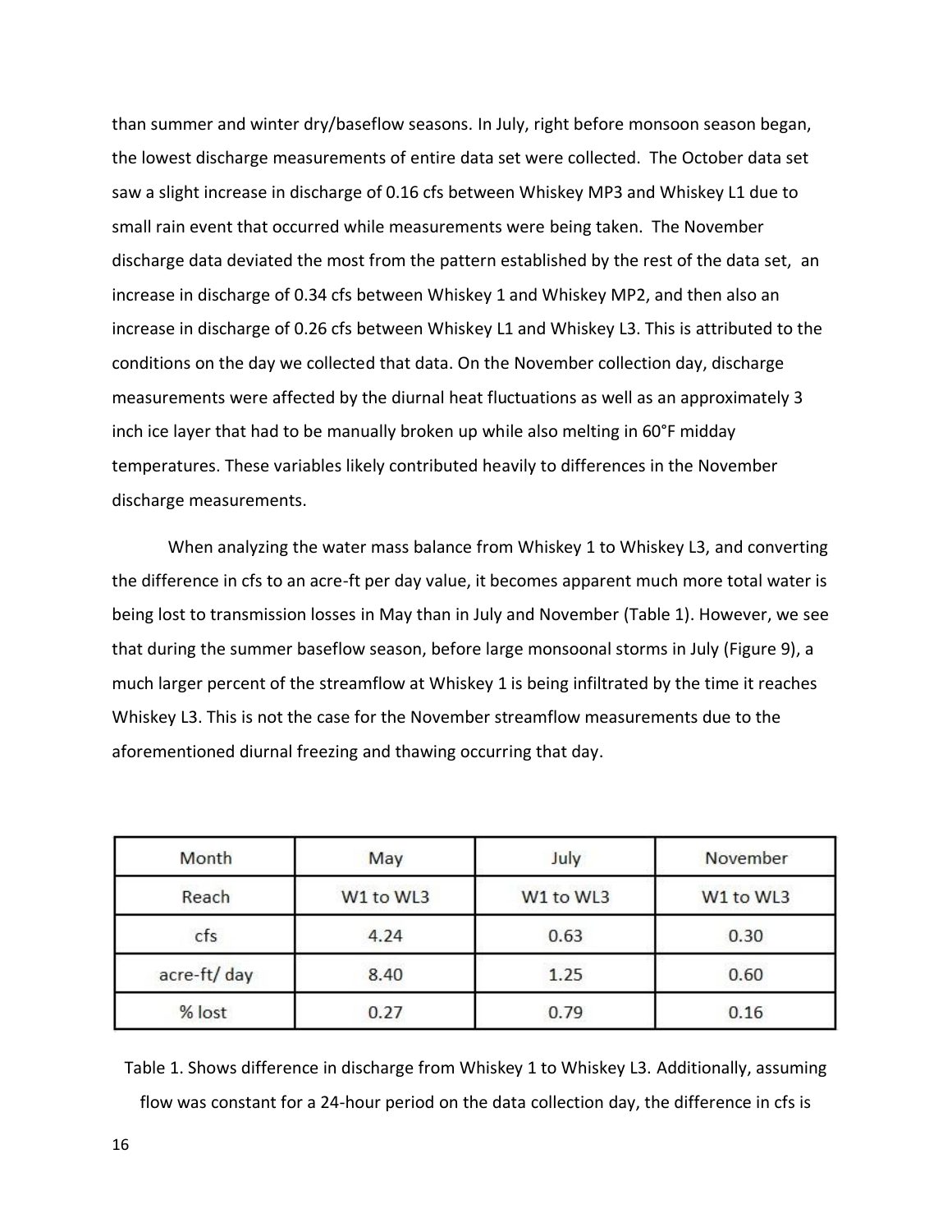than summer and winter dry/baseflow seasons. In July, right before monsoon season began, the lowest discharge measurements of entire data set were collected. The October data set saw a slight increase in discharge of 0.16 cfs between Whiskey MP3 and Whiskey L1 due to small rain event that occurred while measurements were being taken. The November discharge data deviated the most from the pattern established by the rest of the data set, an increase in discharge of 0.34 cfs between Whiskey 1 and Whiskey MP2, and then also an increase in discharge of 0.26 cfs between Whiskey L1 and Whiskey L3. This is attributed to the conditions on the day we collected that data. On the November collection day, discharge measurements were affected by the diurnal heat fluctuations as well as an approximately 3 inch ice layer that had to be manually broken up while also melting in 60°F midday temperatures. These variables likely contributed heavily to differences in the November discharge measurements.

When analyzing the water mass balance from Whiskey 1 to Whiskey L3, and converting the difference in cfs to an acre-ft per day value, it becomes apparent much more total water is being lost to transmission losses in May than in July and November (Table 1). However, we see that during the summer baseflow season, before large monsoonal storms in July (Figure 9), a much larger percent of the streamflow at Whiskey 1 is being infiltrated by the time it reaches Whiskey L3. This is not the case for the November streamflow measurements due to the aforementioned diurnal freezing and thawing occurring that day.

| Month | May | July | November |
|---|---|---|---|
| Reach | W1 to WL3 | W1 to WL3 | W1 to WL3 |
| cfs | 4.24 | 0.63 | 0.30 |
| acre-ft/ day | 8.40 | 1.25 | 0.60 |
| % lost | 0.27 | 0.79 | 0.16 |

Table 1. Shows difference in discharge from Whiskey 1 to Whiskey L3. Additionally, assuming flow was constant for a 24-hour period on the data collection day, the difference in cfs is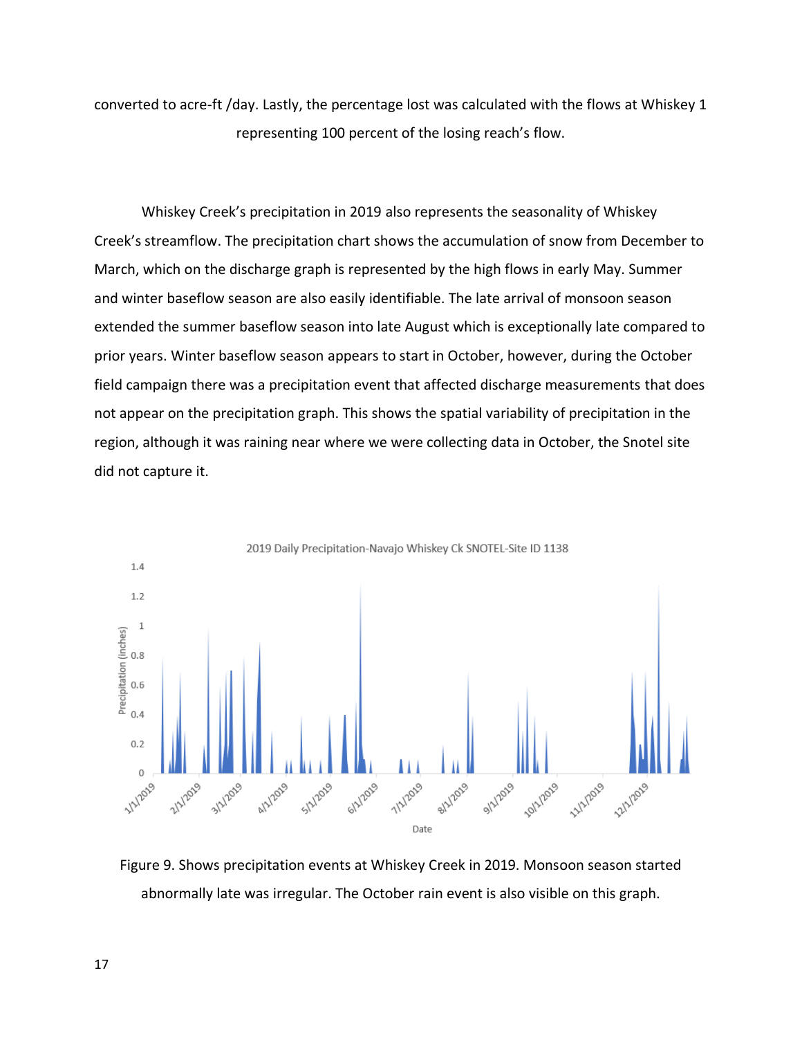converted to acre-ft /day. Lastly, the percentage lost was calculated with the flows at Whiskey 1 representing 100 percent of the losing reach's flow.

Whiskey Creek's precipitation in 2019 also represents the seasonality of Whiskey Creek's streamflow. The precipitation chart shows the accumulation of snow from December to March, which on the discharge graph is represented by the high flows in early May. Summer and winter baseflow season are also easily identifiable. The late arrival of monsoon season extended the summer baseflow season into late August which is exceptionally late compared to prior years. Winter baseflow season appears to start in October, however, during the October field campaign there was a precipitation event that affected discharge measurements that does not appear on the precipitation graph. This shows the spatial variability of precipitation in the region, although it was raining near where we were collecting data in October, the Snotel site did not capture it.

Figure 9. Shows precipitation events at Whiskey Creek in 2019. Monsoon season started abnormally late was irregular. The October rain event is also visible on this graph.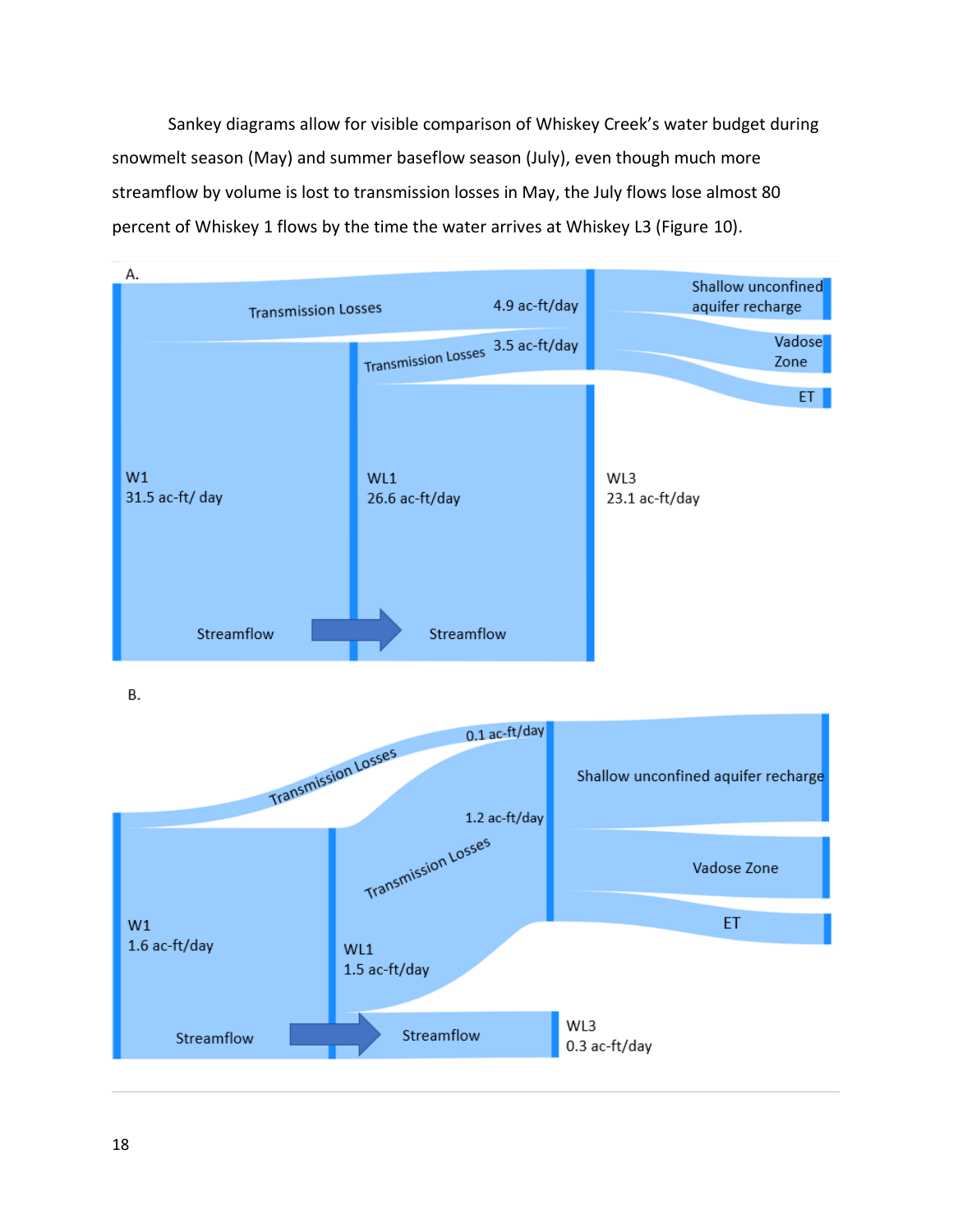Sankey diagrams allow for visible comparison of Whiskey Creek's water budget during snowmelt season (May) and summer baseflow season (July), even though much more streamflow by volume is lost to transmission losses in May, the July flows lose almost 80 percent of Whiskey 1 flows by the time the water arrives at Whiskey L3 (Figure 10).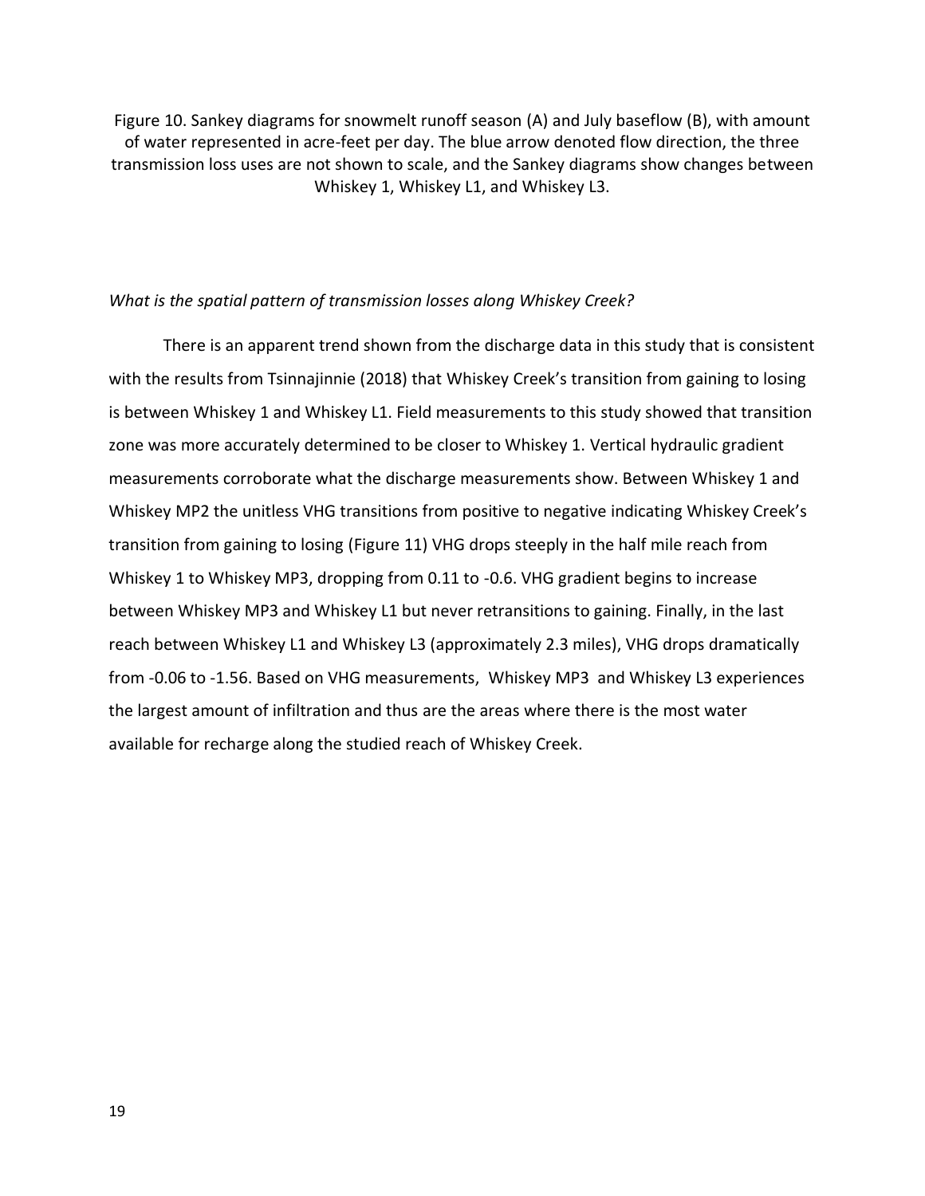Figure 10. Sankey diagrams for snowmelt runoff season (A) and July baseflow (B), with amount of water represented in acre-feet per day. The blue arrow denoted flow direction, the three transmission loss uses are not shown to scale, and the Sankey diagrams show changes between Whiskey 1, Whiskey L1, and Whiskey L3.

*What is the spatial pattern of transmission losses along Whiskey Creek?*

There is an apparent trend shown from the discharge data in this study that is consistent with the results from Tsinnajinnie (2018) that Whiskey Creek's transition from gaining to losing is between Whiskey 1 and Whiskey L1. Field measurements to this study showed that transition zone was more accurately determined to be closer to Whiskey 1. Vertical hydraulic gradient measurements corroborate what the discharge measurements show. Between Whiskey 1 and Whiskey MP2 the unitless VHG transitions from positive to negative indicating Whiskey Creek's transition from gaining to losing (Figure 11) VHG drops steeply in the half mile reach from Whiskey 1 to Whiskey MP3, dropping from 0.11 to -0.6. VHG gradient begins to increase between Whiskey MP3 and Whiskey L1 but never retransitions to gaining. Finally, in the last reach between Whiskey L1 and Whiskey L3 (approximately 2.3 miles), VHG drops dramatically from -0.06 to -1.56. Based on VHG measurements, Whiskey MP3 and Whiskey L3 experiences the largest amount of infiltration and thus are the areas where there is the most water available for recharge along the studied reach of Whiskey Creek.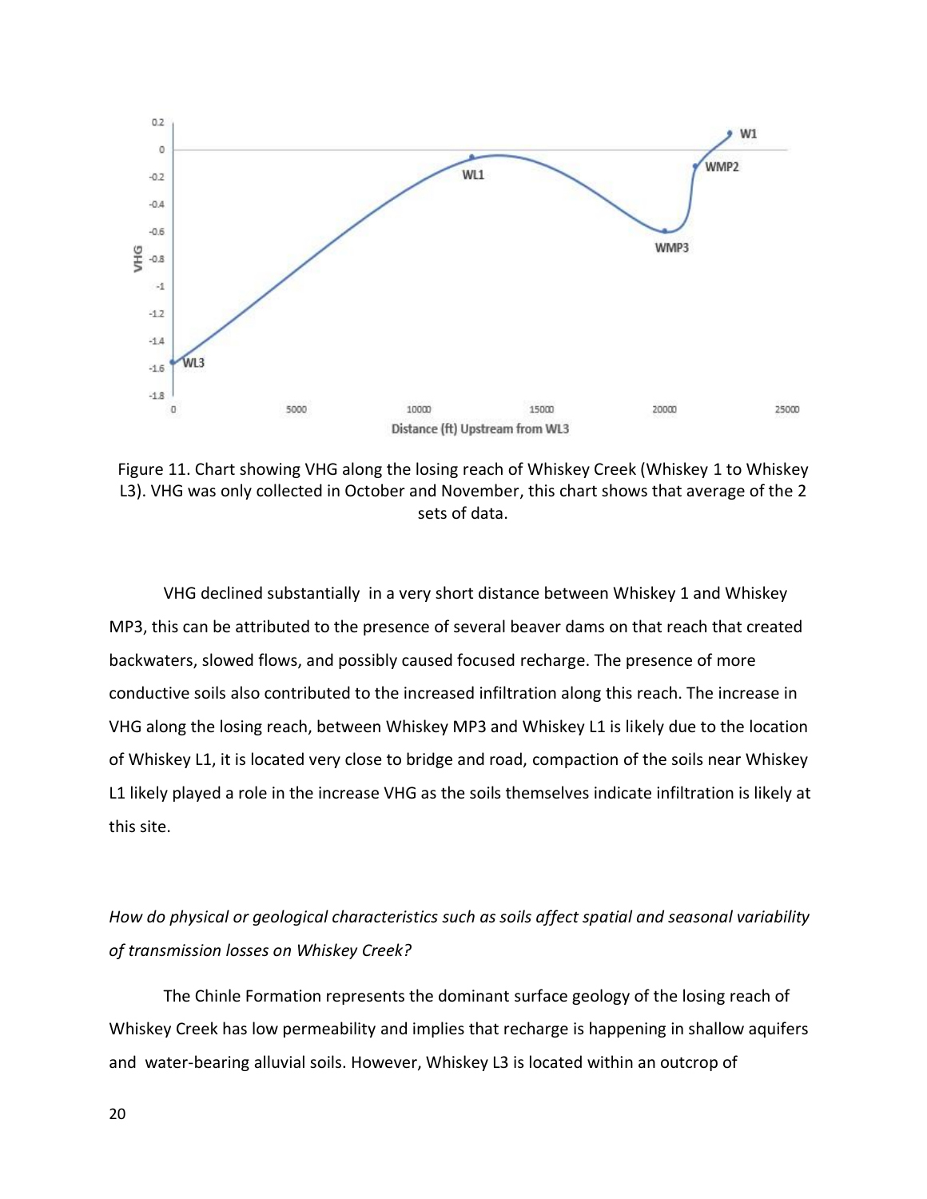Figure 11. Chart showing VHG along the losing reach of Whiskey Creek (Whiskey 1 to Whiskey L3). VHG was only collected in October and November, this chart shows that average of the 2 sets of data.

VHG declined substantially in a very short distance between Whiskey 1 and Whiskey MP3, this can be attributed to the presence of several beaver dams on that reach that created backwaters, slowed flows, and possibly caused focused recharge. The presence of more conductive soils also contributed to the increased infiltration along this reach. The increase in VHG along the losing reach, between Whiskey MP3 and Whiskey L1 is likely due to the location of Whiskey L1, it is located very close to bridge and road, compaction of the soils near Whiskey L1 likely played a role in the increase VHG as the soils themselves indicate infiltration is likely at this site.

*How do physical or geological characteristics such as soils affect spatial and seasonal variability of transmission losses on Whiskey Creek?*

The Chinle Formation represents the dominant surface geology of the losing reach of Whiskey Creek has low permeability and implies that recharge is happening in shallow aquifers and water-bearing alluvial soils. However, Whiskey L3 is located within an outcrop of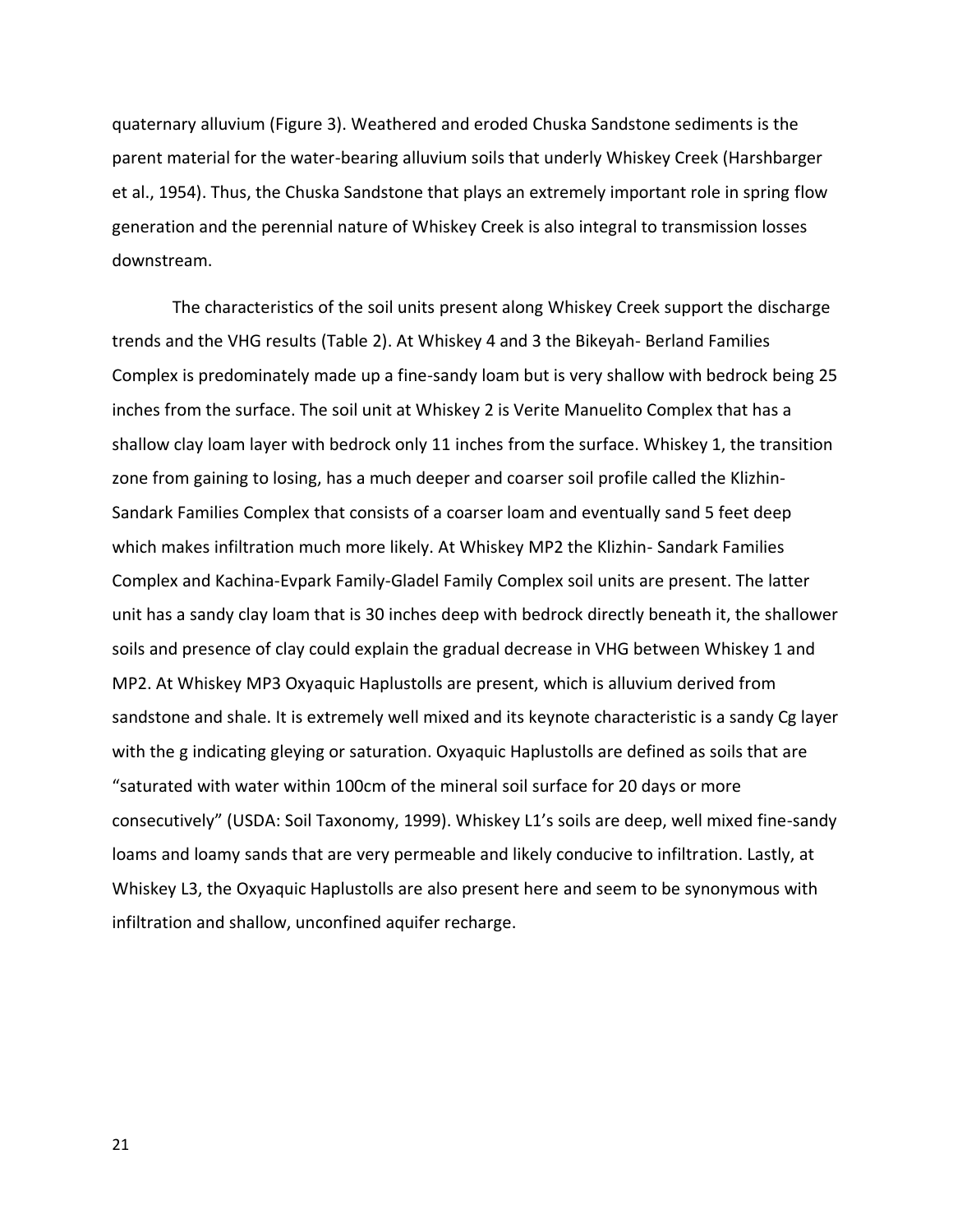quaternary alluvium (Figure 3). Weathered and eroded Chuska Sandstone sediments is the parent material for the water-bearing alluvium soils that underly Whiskey Creek (Harshbarger et al., 1954). Thus, the Chuska Sandstone that plays an extremely important role in spring flow generation and the perennial nature of Whiskey Creek is also integral to transmission losses downstream.

The characteristics of the soil units present along Whiskey Creek support the discharge trends and the VHG results (Table 2). At Whiskey 4 and 3 the Bikeyah- Berland Families Complex is predominately made up a fine-sandy loam but is very shallow with bedrock being 25 inches from the surface. The soil unit at Whiskey 2 is Verite Manuelito Complex that has a shallow clay loam layer with bedrock only 11 inches from the surface. Whiskey 1, the transition zone from gaining to losing, has a much deeper and coarser soil profile called the Klizhin-Sandark Families Complex that consists of a coarser loam and eventually sand 5 feet deep which makes infiltration much more likely. At Whiskey MP2 the Klizhin- Sandark Families Complex and Kachina-Evpark Family-Gladel Family Complex soil units are present. The latter unit has a sandy clay loam that is 30 inches deep with bedrock directly beneath it, the shallower soils and presence of clay could explain the gradual decrease in VHG between Whiskey 1 and MP2. At Whiskey MP3 Oxyaquic Haplustolls are present, which is alluvium derived from sandstone and shale. It is extremely well mixed and its keynote characteristic is a sandy Cg layer with the g indicating gleying or saturation. Oxyaquic Haplustolls are defined as soils that are "saturated with water within 100cm of the mineral soil surface for 20 days or more consecutively" (USDA: Soil Taxonomy, 1999). Whiskey L1's soils are deep, well mixed fine-sandy loams and loamy sands that are very permeable and likely conducive to infiltration. Lastly, at Whiskey L3, the Oxyaquic Haplustolls are also present here and seem to be synonymous with infiltration and shallow, unconfined aquifer recharge.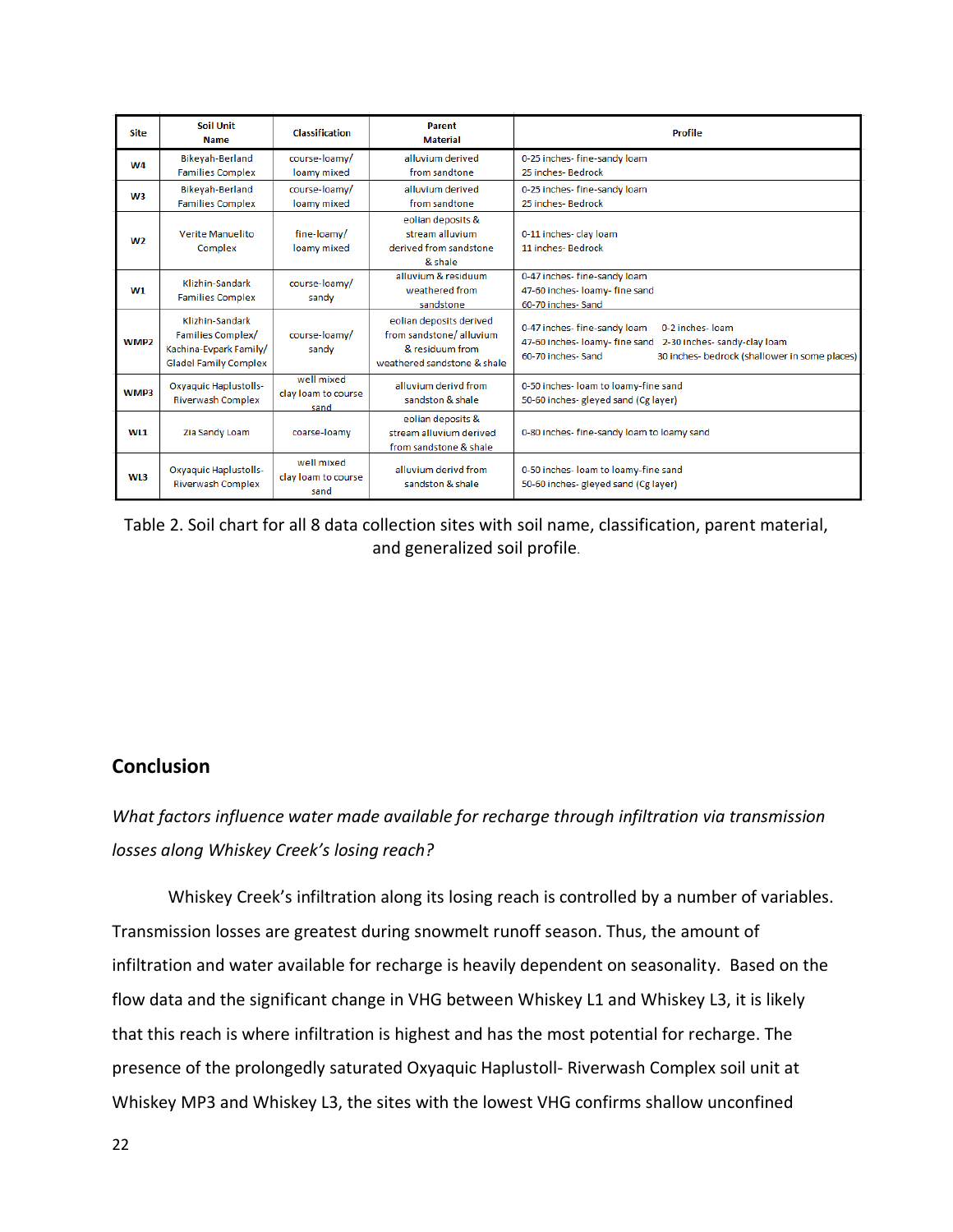| Site | Soil Unit Name | Classification | Parent Material | Profile |
|---|---|---|---|---|
| W4 | Bikeyah-Berland Families Complex | course-loamy/ loamy mixed | alluvium derived from sandtone | 0-25 inches- fine-sandy loam<br>25 inches- Bedrock |
| W3 | Bikeyah-Berland Families Complex | course-loamy/ loamy mixed | alluvium derived from sandtone | 0-25 inches- fine-sandy loam<br>25 inches- Bedrock |
| W2 | Verite Manuelito Complex | fine-loamy/ loamy mixed | eolian deposits & stream alluvium derived from sandstone & shale | 0-11 inches- clay loam<br>11 inches- Bedrock |
| W1 | Klizhin-Sandark Families Complex | course-loamy/ sandy | alluvium & residuum weathered from sandstone | 0-47 inches- fine-sandy loam<br>47-60 inches- loamy- fine sand<br>60-70 inches- Sand |
| WMP2 | Klizhin-Sandark Families Complex/ Kachina-Evpark Family/ Gladel Family Complex | course-loamy/ sandy | eolian deposits derived from sandstone/ alluvium & residuum from weathered sandstone & shale | 0-47 inches- fine-sandy loam<br>47-60 inches- loamy- fine sand<br>60-70 inches- Sand<br>0-2 inches- loam<br>2-30 inches- sandy-clay loam<br>30 inches- bedrock (shallower in some places) |
| WMP3 | Oxyaquic Haplustolls-Riverwash Complex | well mixed clay loam to course sand | alluvium derivd from sandston & shale | 0-50 inches- loam to loamy-fine sand<br>50-60 inches- gleyed sand (Cg layer) |
| WL1 | Zia Sandy Loam | coarse-loamy | eolian deposits & stream alluvium derived from sandstone & shale | 0-80 inches- fine-sandy loam to loamy sand |
| WL3 | Oxyaquic Haplustolls-Riverwash Complex | well mixed clay loam to course sand | alluvium derivd from sandston & shale | 0-50 inches- loam to loamy-fine sand<br>50-60 inches- gleyed sand (Cg layer) |

Table 2. Soil chart for all 8 data collection sites with soil name, classification, parent material, and generalized soil profile.

## Conclusion

*What factors influence water made available for recharge through infiltration via transmission losses along Whiskey Creek's losing reach?*

Whiskey Creek's infiltration along its losing reach is controlled by a number of variables. Transmission losses are greatest during snowmelt runoff season. Thus, the amount of infiltration and water available for recharge is heavily dependent on seasonality. Based on the flow data and the significant change in VHG between Whiskey L1 and Whiskey L3, it is likely that this reach is where infiltration is highest and has the most potential for recharge. The presence of the prolongedly saturated Oxyaquic Haplustoll- Riverwash Complex soil unit at Whiskey MP3 and Whiskey L3, the sites with the lowest VHG confirms shallow unconfined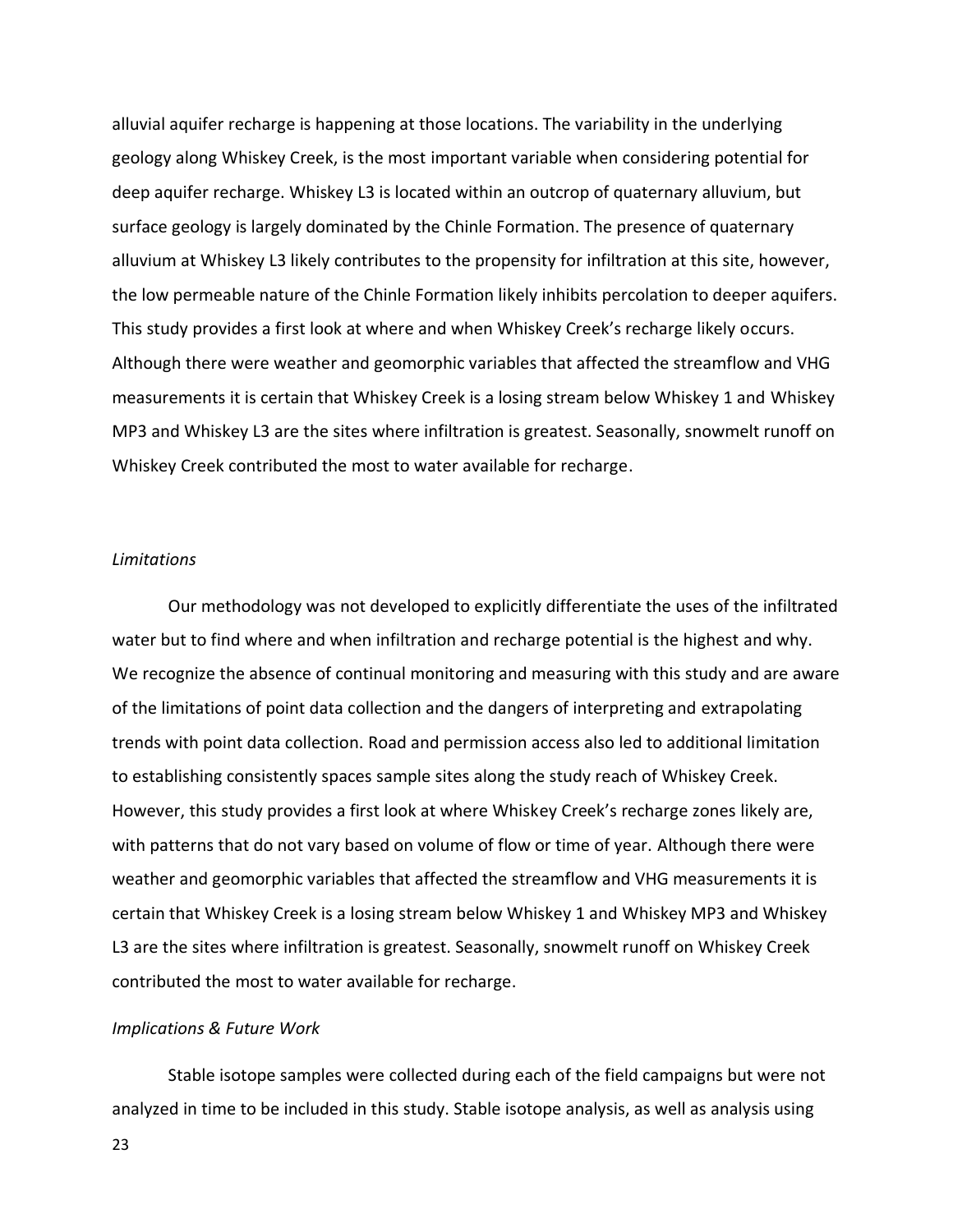alluvial aquifer recharge is happening at those locations. The variability in the underlying geology along Whiskey Creek, is the most important variable when considering potential for deep aquifer recharge. Whiskey L3 is located within an outcrop of quaternary alluvium, but surface geology is largely dominated by the Chinle Formation. The presence of quaternary alluvium at Whiskey L3 likely contributes to the propensity for infiltration at this site, however, the low permeable nature of the Chinle Formation likely inhibits percolation to deeper aquifers. This study provides a first look at where and when Whiskey Creek's recharge likely occurs. Although there were weather and geomorphic variables that affected the streamflow and VHG measurements it is certain that Whiskey Creek is a losing stream below Whiskey 1 and Whiskey MP3 and Whiskey L3 are the sites where infiltration is greatest. Seasonally, snowmelt runoff on Whiskey Creek contributed the most to water available for recharge.

### *Limitations*

Our methodology was not developed to explicitly differentiate the uses of the infiltrated water but to find where and when infiltration and recharge potential is the highest and why. We recognize the absence of continual monitoring and measuring with this study and are aware of the limitations of point data collection and the dangers of interpreting and extrapolating trends with point data collection. Road and permission access also led to additional limitation to establishing consistently spaces sample sites along the study reach of Whiskey Creek. However, this study provides a first look at where Whiskey Creek's recharge zones likely are, with patterns that do not vary based on volume of flow or time of year. Although there were weather and geomorphic variables that affected the streamflow and VHG measurements it is certain that Whiskey Creek is a losing stream below Whiskey 1 and Whiskey MP3 and Whiskey L3 are the sites where infiltration is greatest. Seasonally, snowmelt runoff on Whiskey Creek contributed the most to water available for recharge.

### *Implications & Future Work*

Stable isotope samples were collected during each of the field campaigns but were not analyzed in time to be included in this study. Stable isotope analysis, as well as analysis using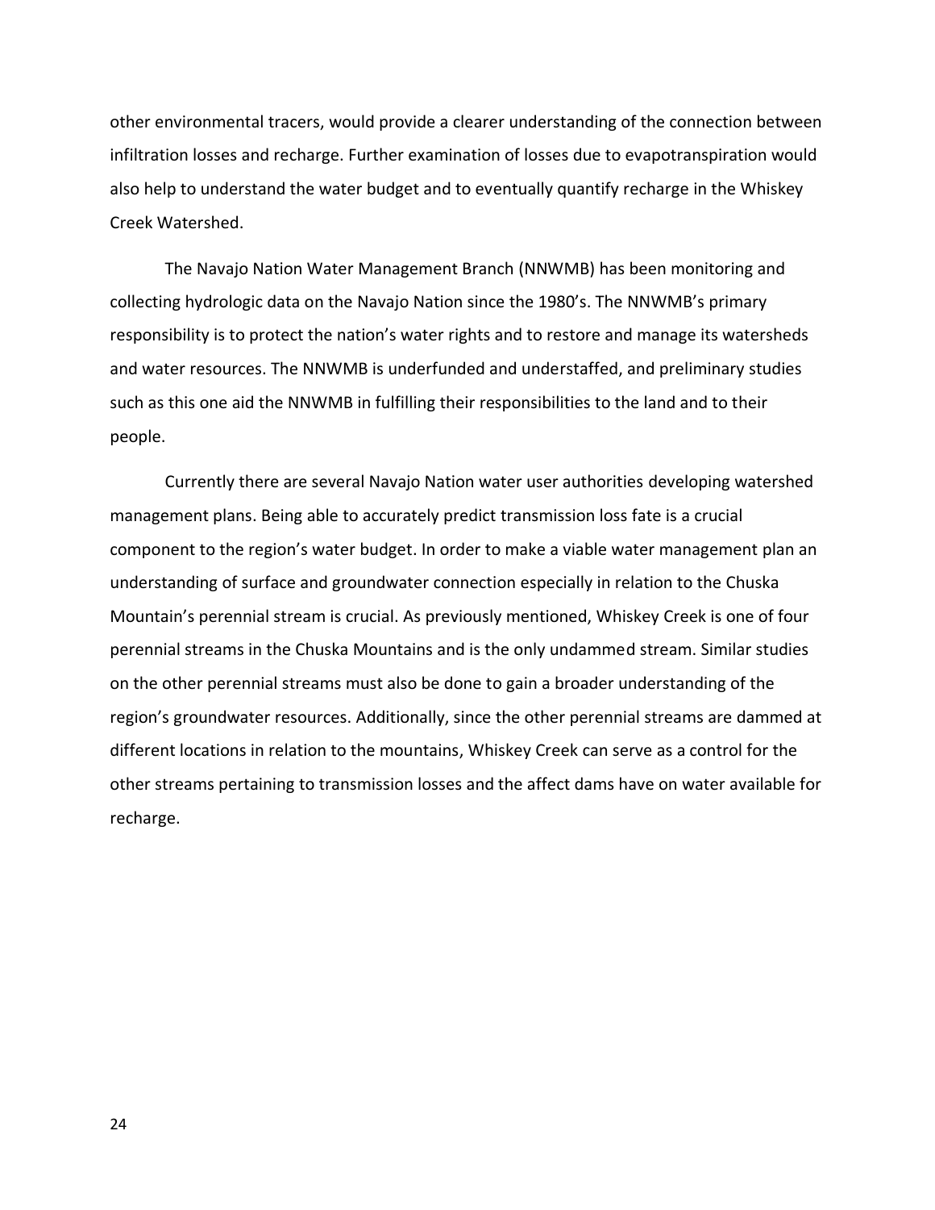other environmental tracers, would provide a clearer understanding of the connection between infiltration losses and recharge. Further examination of losses due to evapotranspiration would also help to understand the water budget and to eventually quantify recharge in the Whiskey Creek Watershed.

The Navajo Nation Water Management Branch (NNWMB) has been monitoring and collecting hydrologic data on the Navajo Nation since the 1980's. The NNWMB's primary responsibility is to protect the nation's water rights and to restore and manage its watersheds and water resources. The NNWMB is underfunded and understaffed, and preliminary studies such as this one aid the NNWMB in fulfilling their responsibilities to the land and to their people.

Currently there are several Navajo Nation water user authorities developing watershed management plans. Being able to accurately predict transmission loss fate is a crucial component to the region's water budget. In order to make a viable water management plan an understanding of surface and groundwater connection especially in relation to the Chuska Mountain's perennial stream is crucial. As previously mentioned, Whiskey Creek is one of four perennial streams in the Chuska Mountains and is the only undammed stream. Similar studies on the other perennial streams must also be done to gain a broader understanding of the region's groundwater resources. Additionally, since the other perennial streams are dammed at different locations in relation to the mountains, Whiskey Creek can serve as a control for the other streams pertaining to transmission losses and the affect dams have on water available for recharge.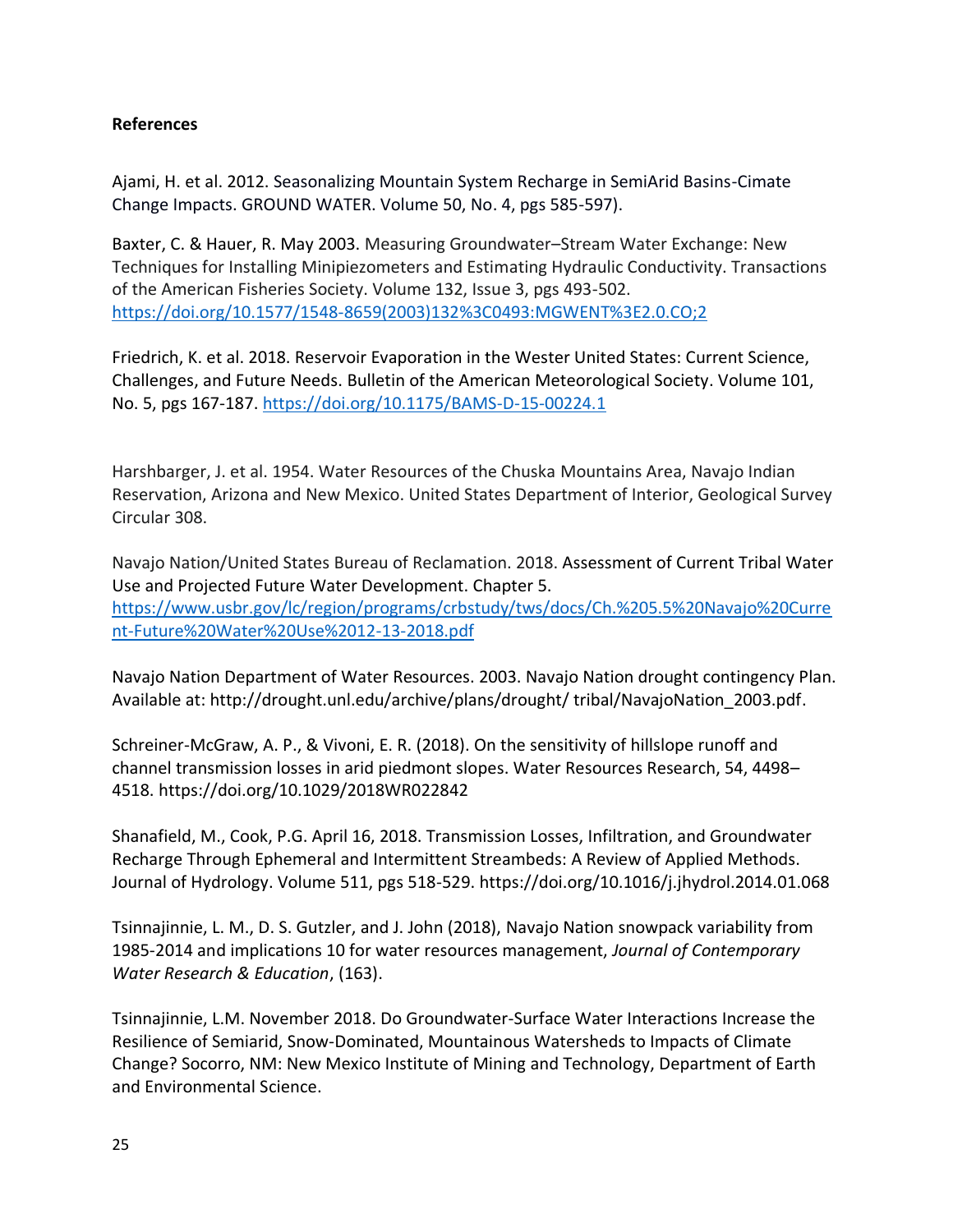**References**

Ajami, H. et al. 2012. Seasonalizing Mountain System Recharge in SemiArid Basins-Cimate Change Impacts. GROUND WATER. Volume 50, No. 4, pgs 585-597).

Baxter, C. & Hauer, R. May 2003. Measuring Groundwater–Stream Water Exchange: New Techniques for Installing Minipiezometers and Estimating Hydraulic Conductivity. Transactions of the American Fisheries Society. Volume 132, Issue 3, pgs 493-502. https://doi.org/10.1577/1548-8659(2003)132%3C0493:MGWENT%3E2.0.CO;2

Friedrich, K. et al. 2018. Reservoir Evaporation in the Wester United States: Current Science, Challenges, and Future Needs. Bulletin of the American Meteorological Society. Volume 101, No. 5, pgs 167-187. https://doi.org/10.1175/BAMS-D-15-00224.1

Harshbarger, J. et al. 1954. Water Resources of the Chuska Mountains Area, Navajo Indian Reservation, Arizona and New Mexico. United States Department of Interior, Geological Survey Circular 308.

Navajo Nation/United States Bureau of Reclamation. 2018. Assessment of Current Tribal Water Use and Projected Future Water Development. Chapter 5. https://www.usbr.gov/lc/region/programs/crbstudy/tws/docs/Ch.%205.5%20Navajo%20Current-Future%20Water%20Use%2012-13-2018.pdf

Navajo Nation Department of Water Resources. 2003. Navajo Nation drought contingency Plan. Available at: http://drought.unl.edu/archive/plans/drought/ tribal/NavajoNation_2003.pdf.

Schreiner-McGraw, A. P., & Vivoni, E. R. (2018). On the sensitivity of hillslope runoff and channel transmission losses in arid piedmont slopes. Water Resources Research, 54, 4498–4518. https://doi.org/10.1029/2018WR022842

Shanafield, M., Cook, P.G. April 16, 2018. Transmission Losses, Infiltration, and Groundwater Recharge Through Ephemeral and Intermittent Streambeds: A Review of Applied Methods. Journal of Hydrology. Volume 511, pgs 518-529. https://doi.org/10.1016/j.jhydrol.2014.01.068

Tsinnajinnie, L. M., D. S. Gutzler, and J. John (2018), Navajo Nation snowpack variability from 1985-2014 and implications 10 for water resources management, *Journal of Contemporary Water Research & Education*, (163).

Tsinnajinnie, L.M. November 2018. Do Groundwater-Surface Water Interactions Increase the Resilience of Semiarid, Snow-Dominated, Mountainous Watersheds to Impacts of Climate Change? Socorro, NM: New Mexico Institute of Mining and Technology, Department of Earth and Environmental Science.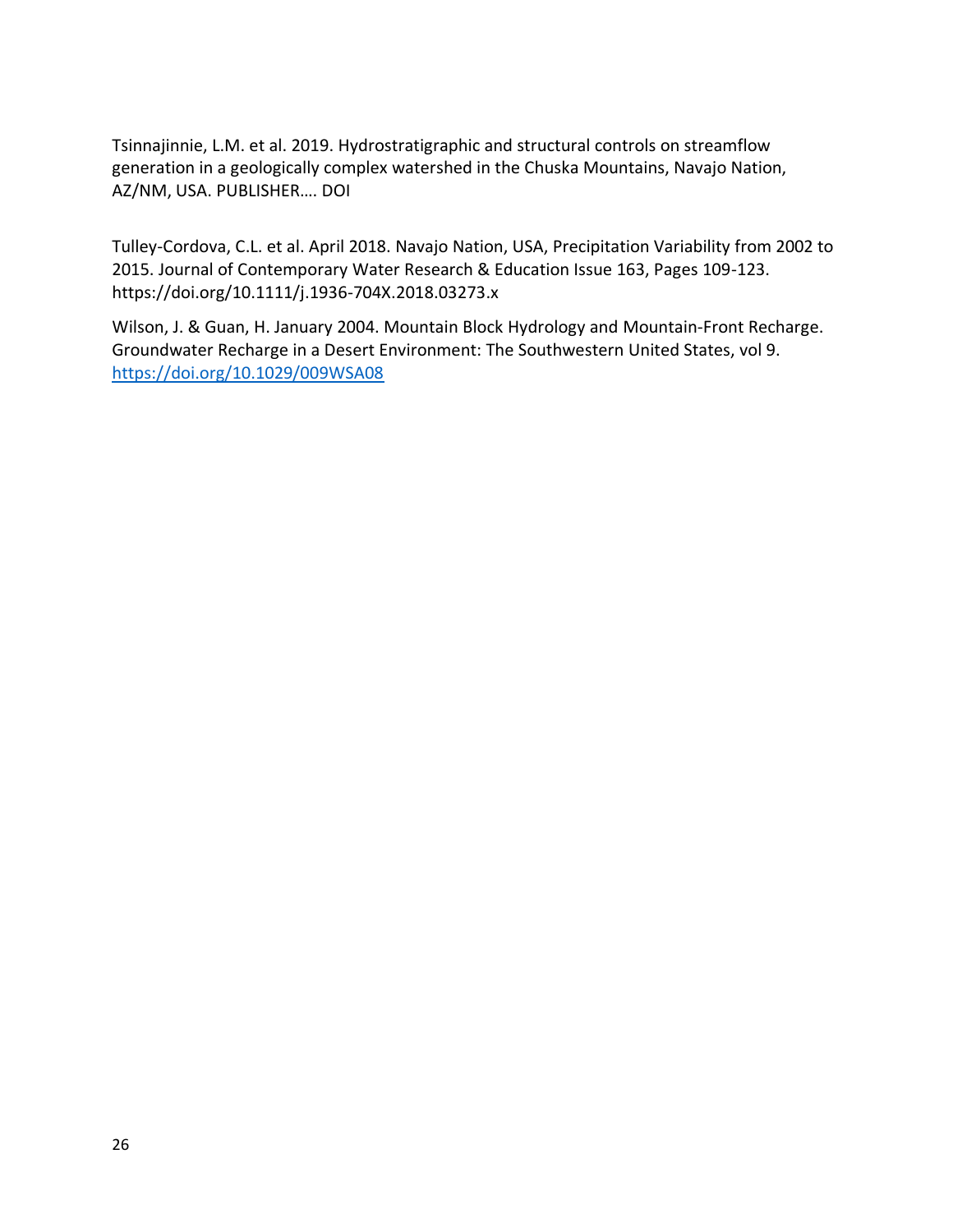Tsinnajinnie, L.M. et al. 2019. Hydrostratigraphic and structural controls on streamflow generation in a geologically complex watershed in the Chuska Mountains, Navajo Nation, AZ/NM, USA. PUBLISHER…. DOI

Tulley-Cordova, C.L. et al. April 2018. Navajo Nation, USA, Precipitation Variability from 2002 to 2015. Journal of Contemporary Water Research & Education Issue 163, Pages 109-123. https://doi.org/10.1111/j.1936-704X.2018.03273.x

Wilson, J. & Guan, H. January 2004. Mountain Block Hydrology and Mountain-Front Recharge. Groundwater Recharge in a Desert Environment: The Southwestern United States, vol 9. https://doi.org/10.1029/009WSA08